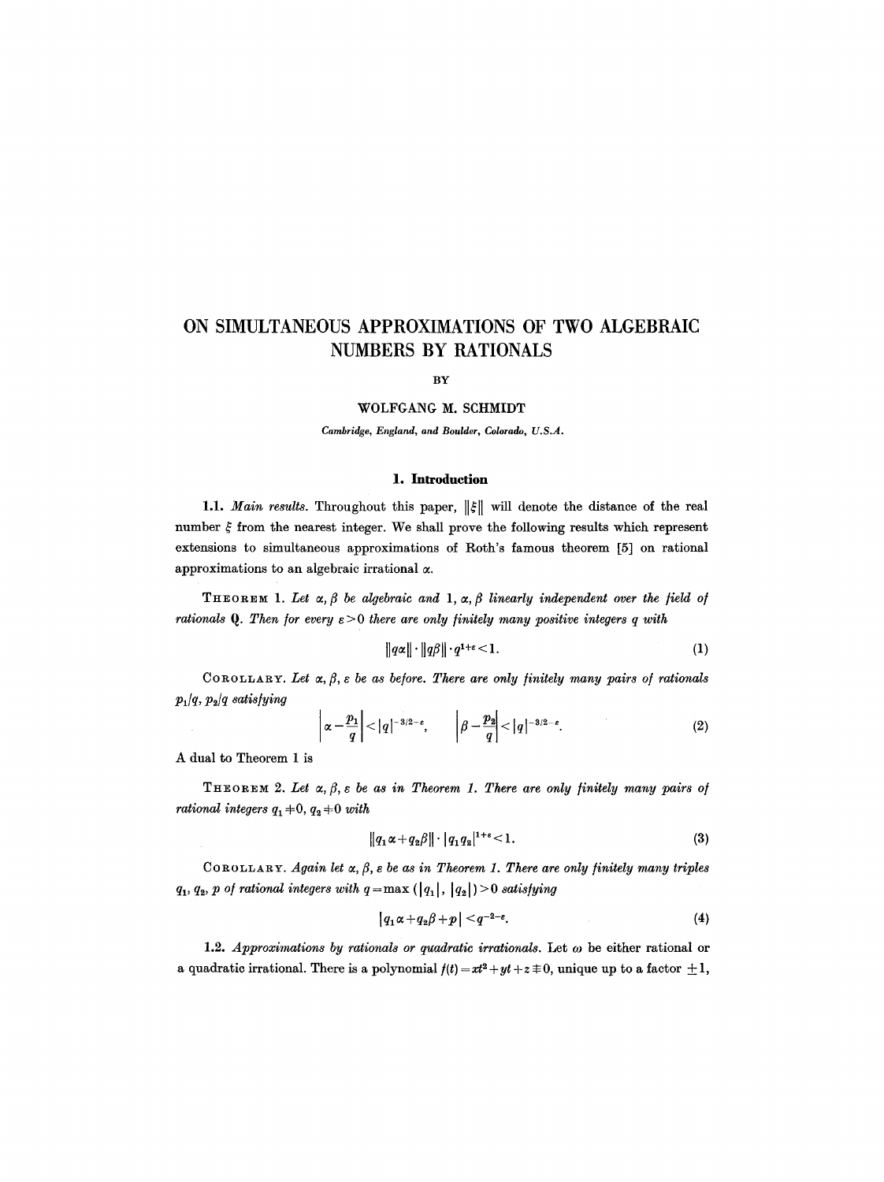# ON SIMULTANEOUS APPROXIMATIONS OF TWO ALGEBRAIC NUMBERS BY RATIONALS

BY

WOLFGANG M. SCHMIDT

*Cambridge, England, and Boulder, Colorado, U.S.A.*

## 1. Introduction

**1.1.** *Main results.* Throughout this paper, $\|\xi\|$ will denote the distance of the real number $\xi$ from the nearest integer. We shall prove the following results which represent extensions to simultaneous approximations of Roth's famous theorem [5] on rational approximations to an algebraic irrational $\alpha$.

THEOREM 1. *Let $\alpha, \beta$ be algebraic and $1, \alpha, \beta$ linearly independent over the field of rationals $\mathbf{Q}$. Then for every $\varepsilon > 0$ there are only finitely many positive integers $q$ with*

$$\|q\alpha\| \cdot \|q\beta\| \cdot q^{1+\varepsilon} < 1. \tag{1}$$

COROLLARY. *Let $\alpha, \beta, \varepsilon$ be as before. There are only finitely many pairs of rationals $p_1/q$, $p_2/q$ satisfying*

$$\left|\alpha - \frac{p_1}{q}\right| < |q|^{-3/2-\varepsilon}, \qquad \left|\beta - \frac{p_2}{q}\right| < |q|^{-3/2-\varepsilon}. \tag{2}$$

A dual to Theorem 1 is

THEOREM 2. *Let $\alpha, \beta, \varepsilon$ be as in Theorem 1. There are only finitely many pairs of rational integers $q_1 \neq 0$, $q_2 \neq 0$ with*

$$\|q_1\alpha + q_2\beta\| \cdot |q_1 q_2|^{1+\varepsilon} < 1. \tag{3}$$

COROLLARY. *Again let $\alpha, \beta, \varepsilon$ be as in Theorem 1. There are only finitely many triples $q_1, q_2, p$ of rational integers with $q = \max(|q_1|, |q_2|) > 0$ satisfying*

$$|q_1\alpha + q_2\beta + p| < q^{-2-\varepsilon}. \tag{4}$$

**1.2.** *Approximations by rationals or quadratic irrationals.* Let $\omega$ be either rational or a quadratic irrational. There is a polynomial $f(t) = xt^2 + yt + z \not\equiv 0$, unique up to a factor $\pm 1$,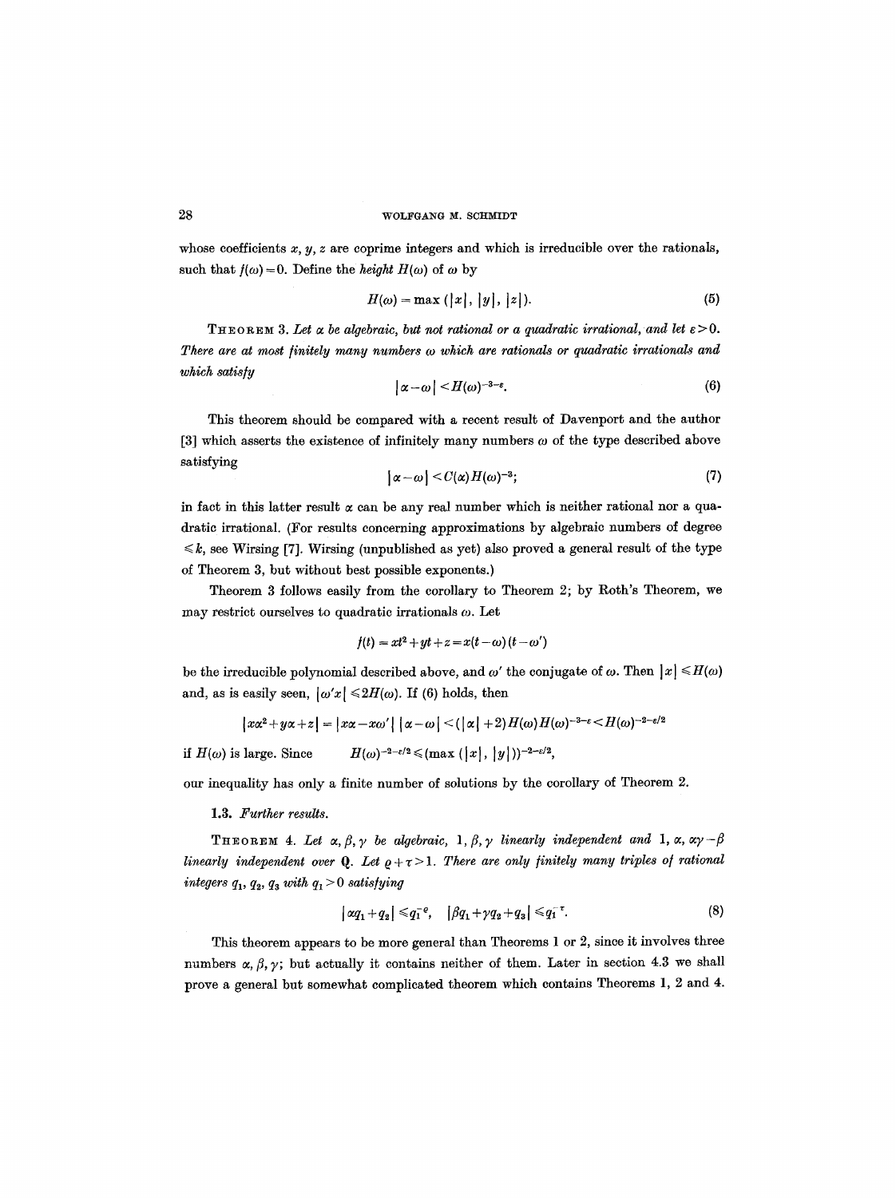whose coefficients $x, y, z$ are coprime integers and which is irreducible over the rationals, such that $f(\omega)=0$. Define the *height* $H(\omega)$ of $\omega$ by

$$H(\omega) = \max(|x|, |y|, |z|). \tag{5}$$

THEOREM 3. *Let $\alpha$ be algebraic, but not rational or a quadratic irrational, and let $\varepsilon > 0$. There are at most finitely many numbers $\omega$ which are rationals or quadratic irrationals and which satisfy*

$$|\alpha - \omega| < H(\omega)^{-3-\varepsilon}. \tag{6}$$

This theorem should be compared with a recent result of Davenport and the author [3] which asserts the existence of infinitely many numbers $\omega$ of the type described above satisfying

$$|\alpha - \omega| < C(\alpha) H(\omega)^{-3}; \tag{7}$$

in fact in this latter result $\alpha$ can be any real number which is neither rational nor a quadratic irrational. (For results concerning approximations by algebraic numbers of degree $\leqslant k$, see Wirsing [7]. Wirsing (unpublished as yet) also proved a general result of the type of Theorem 3, but without best possible exponents.)

Theorem 3 follows easily from the corollary to Theorem 2; by Roth's Theorem, we may restrict ourselves to quadratic irrationals $\omega$. Let

$$f(t) = xt^2 + yt + z = x(t-\omega)(t-\omega')$$

be the irreducible polynomial described above, and $\omega'$ the conjugate of $\omega$. Then $|x| \leqslant H(\omega)$ and, as is easily seen, $|\omega' x| \leqslant 2H(\omega)$. If (6) holds, then

$$|x\alpha^2 + y\alpha + z| = |x\alpha - x\omega'|\, |\alpha - \omega| < (|\alpha| + 2) H(\omega) H(\omega)^{-3-\varepsilon} < H(\omega)^{-2-\varepsilon/2}$$

if $H(\omega)$ is large. Since $\qquad H(\omega)^{-2-\varepsilon/2} \leqslant (\max(|x|, |y|))^{-2-\varepsilon/2},$

our inequality has only a finite number of solutions by the corollary of Theorem 2.

**1.3.** *Further results.*

THEOREM 4. *Let $\alpha, \beta, \gamma$ be algebraic, $1, \beta, \gamma$ linearly independent and $1, \alpha, \alpha\gamma - \beta$ linearly independent over $\mathbf{Q}$. Let $\varrho + \tau > 1$. There are only finitely many triples of rational integers $q_1, q_2, q_3$ with $q_1 > 0$ satisfying*

$$|\alpha q_1 + q_2| \leqslant q_1^{-\varrho}, \quad |\beta q_1 + \gamma q_2 + q_3| \leqslant q_1^{-\tau}. \tag{8}$$

This theorem appears to be more general than Theorems 1 or 2, since it involves three numbers $\alpha, \beta, \gamma$; but actually it contains neither of them. Later in section 4.3 we shall prove a general but somewhat complicated theorem which contains Theorems 1, 2 and 4.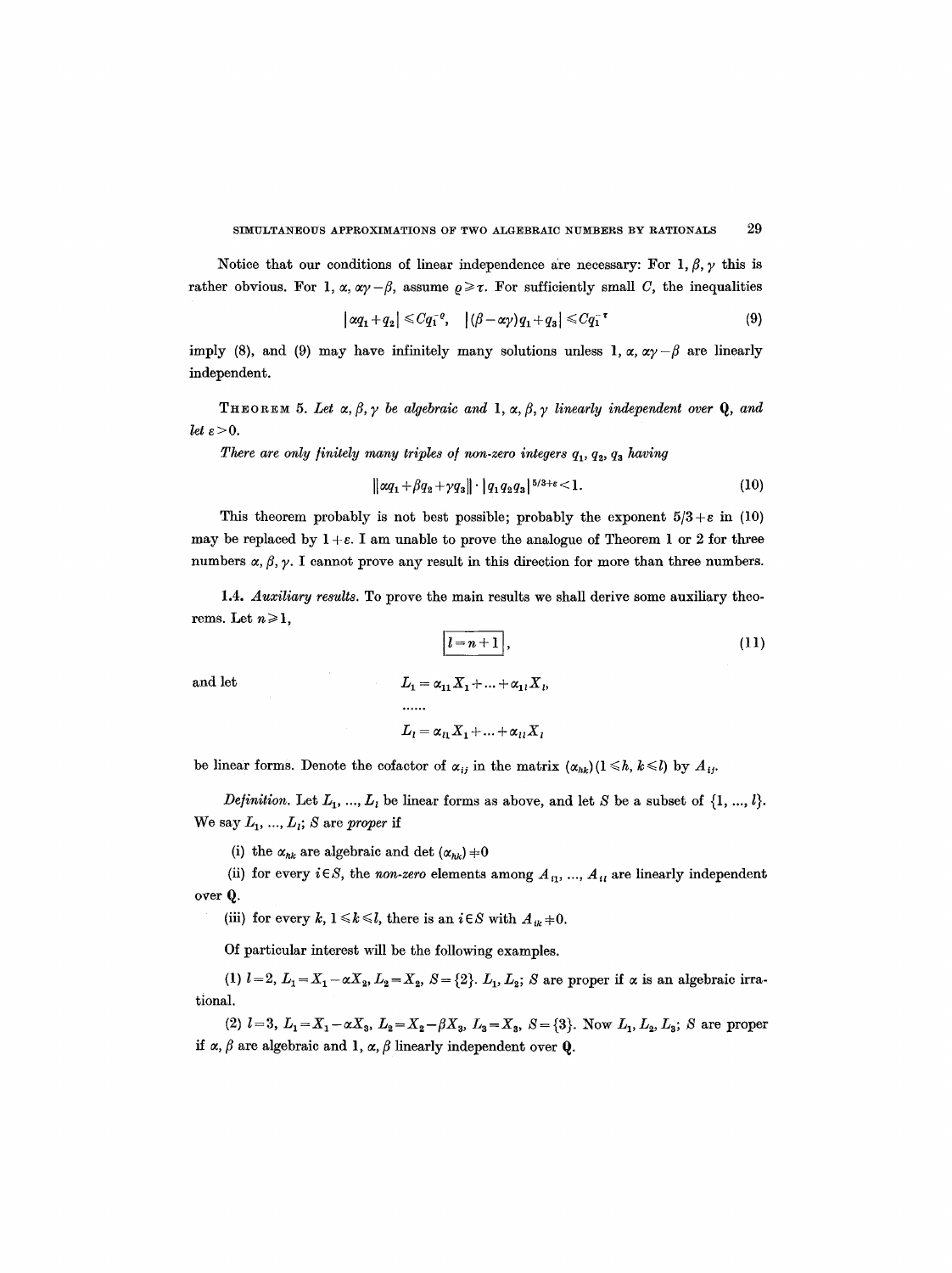Notice that our conditions of linear independence are necessary: For $1, \beta, \gamma$ this is rather obvious. For $1, \alpha, \alpha\gamma-\beta$, assume $\varrho \geqslant \tau$. For sufficiently small $C$, the inequalities

$$|\alpha q_1 + q_2| \leqslant C q_1^{-\varrho}, \quad |(\beta - \alpha\gamma) q_1 + q_3| \leqslant C q_1^{-\tau} \tag{9}$$

imply (8), and (9) may have infinitely many solutions unless $1, \alpha, \alpha\gamma-\beta$ are linearly independent.

**Theorem 5.** *Let $\alpha, \beta, \gamma$ be algebraic and $1, \alpha, \beta, \gamma$ linearly independent over $\mathbf{Q}$, and let $\varepsilon > 0$.*

*There are only finitely many triples of non-zero integers $q_1, q_2, q_3$ having*

$$\|\alpha q_1 + \beta q_2 + \gamma q_3\| \cdot |q_1 q_2 q_3|^{5/3+\varepsilon} < 1. \tag{10}$$

This theorem probably is not best possible; probably the exponent $5/3+\varepsilon$ in (10) may be replaced by $1+\varepsilon$. I am unable to prove the analogue of Theorem 1 or 2 for three numbers $\alpha, \beta, \gamma$. I cannot prove any result in this direction for more than three numbers.

**1.4.** *Auxiliary results.* To prove the main results we shall derive some auxiliary theorems. Let $n \geqslant 1$,

$$\boxed{l = n+1}, \tag{11}$$

and let

$$L_1 = \alpha_{11} X_1 + \ldots + \alpha_{1l} X_l,$$

$$\ldots\ldots$$

$$L_l = \alpha_{l1} X_1 + \ldots + \alpha_{ll} X_l$$

be linear forms. Denote the cofactor of $\alpha_{ij}$ in the matrix $(\alpha_{hk}) (1 \leqslant h, k \leqslant l)$ by $A_{ij}$.

*Definition.* Let $L_1, \ldots, L_l$ be linear forms as above, and let $S$ be a subset of $\{1, \ldots, l\}$. We say $L_1, \ldots, L_l$; $S$ are *proper* if

(i) the $\alpha_{hk}$ are algebraic and $\det(\alpha_{hk}) \neq 0$

(ii) for every $i \in S$, the *non-zero* elements among $A_{i1}, \ldots, A_{il}$ are linearly independent over $\mathbf{Q}$.

(iii) for every $k$, $1 \leqslant k \leqslant l$, there is an $i \in S$ with $A_{ik} \neq 0$.

Of particular interest will be the following examples.

(1) $l=2$, $L_1 = X_1 - \alpha X_2$, $L_2 = X_2$, $S = \{2\}$. $L_1, L_2$; $S$ are proper if $\alpha$ is an algebraic irrational.

(2) $l=3$, $L_1 = X_1 - \alpha X_3$, $L_2 = X_2 - \beta X_3$, $L_3 = X_3$, $S = \{3\}$. Now $L_1, L_2, L_3$; $S$ are proper if $\alpha, \beta$ are algebraic and $1, \alpha, \beta$ linearly independent over $\mathbf{Q}$.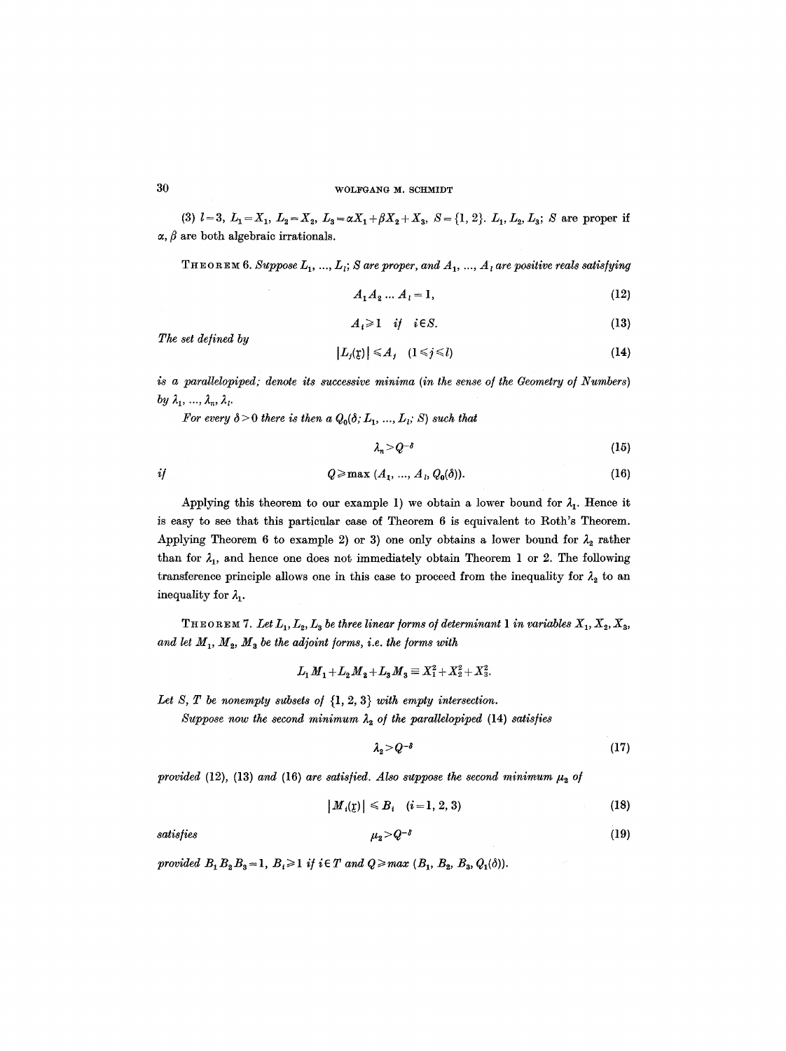(3) $l=3$, $L_1=X_1$, $L_2=X_2$, $L_3=\alpha X_1+\beta X_2+X_3$, $S=\{1, 2\}$. $L_1, L_2, L_3; S$ are proper if $\alpha, \beta$ are both algebraic irrationals.

THEOREM 6. *Suppose $L_1, \ldots, L_l; S$ are proper, and $A_1, \ldots, A_l$ are positive reals satisfying*

$$A_1 A_2 \ldots A_l = 1, \tag{12}$$

$$A_i \geq 1 \quad \text{if} \quad i \in S. \tag{13}$$

*The set defined by*

$$|L_j(\mathfrak{x})| \leq A_j \quad (1 \leq j \leq l) \tag{14}$$

*is a parallelopiped; denote its successive minima (in the sense of the Geometry of Numbers) by $\lambda_1, \ldots, \lambda_n, \lambda_l$.*

*For every $\delta > 0$ there is then a $Q_0(\delta; L_1, \ldots, L_l; S)$ such that*

$$\lambda_n > Q^{-\delta} \tag{15}$$

*if*

$$Q \geq \max(A_1, \ldots, A_l, Q_0(\delta)). \tag{16}$$

Applying this theorem to our example 1) we obtain a lower bound for $\lambda_1$. Hence it is easy to see that this particular case of Theorem 6 is equivalent to Roth's Theorem. Applying Theorem 6 to example 2) or 3) one only obtains a lower bound for $\lambda_2$ rather than for $\lambda_1$, and hence one does not immediately obtain Theorem 1 or 2. The following transference principle allows one in this case to proceed from the inequality for $\lambda_2$ to an inequality for $\lambda_1$.

THEOREM 7. *Let $L_1, L_2, L_3$ be three linear forms of determinant 1 in variables $X_1, X_2, X_3$, and let $M_1, M_2, M_3$ be the adjoint forms, i.e. the forms with*

$$L_1 M_1 + L_2 M_2 + L_3 M_3 \equiv X_1^2 + X_2^2 + X_3^2.$$

*Let $S$, $T$ be nonempty subsets of $\{1, 2, 3\}$ with empty intersection.*

*Suppose now the second minimum $\lambda_2$ of the parallelopiped* (14) *satisfies*

$$\lambda_2 > Q^{-\delta} \tag{17}$$

*provided* (12), (13) *and* (16) *are satisfied. Also suppose the second minimum $\mu_2$ of*

$$|M_i(\mathfrak{x})| \leq B_i \quad (i = 1, 2, 3) \tag{18}$$

*satisfies*

$$\mu_2 > Q^{-\delta} \tag{19}$$

*provided $B_1 B_2 B_3 = 1$, $B_i \geq 1$ if $i \in T$ and $Q \geq \max(B_1, B_2, B_3, Q_1(\delta))$.*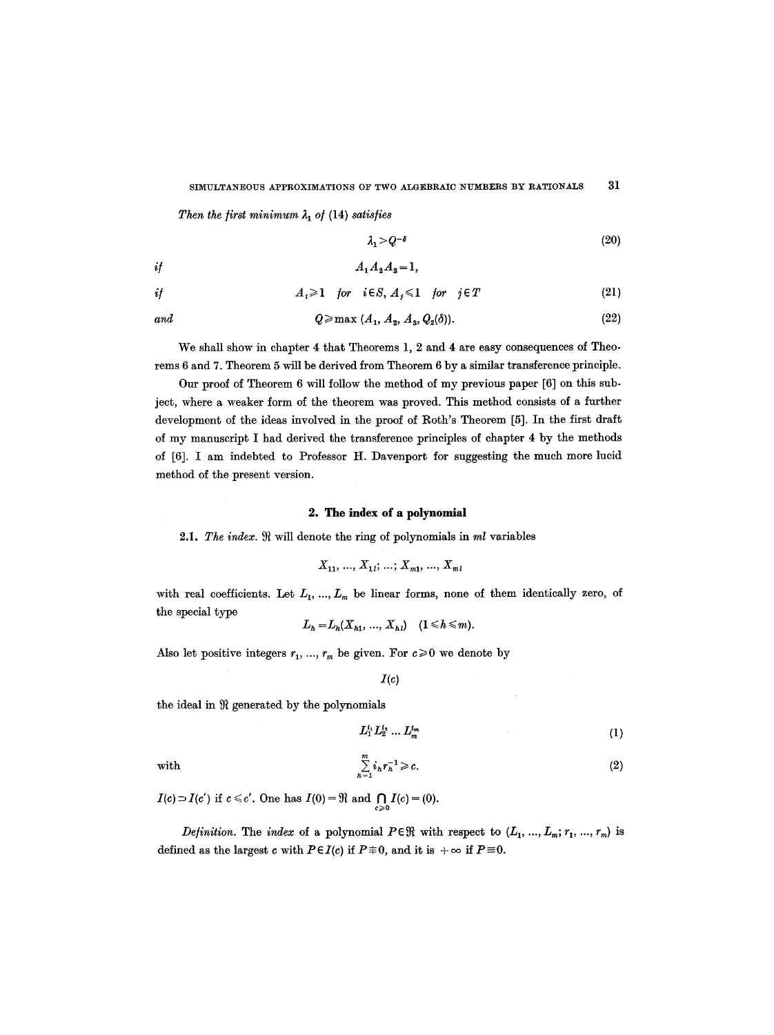*Then the first minimum* $\lambda_1$ *of* (14) *satisfies*

$$\lambda_1 > Q^{-\delta} \tag{20}$$

*if*

$$A_1 A_2 A_3 = 1,$$

*if*

$$A_i \geqslant 1 \quad \textit{for} \quad i \in S, \; A_j \leqslant 1 \quad \textit{for} \quad j \in T \tag{21}$$

*and*

$$Q \geqslant \max(A_1, A_2, A_3, Q_2(\delta)). \tag{22}$$

We shall show in chapter 4 that Theorems 1, 2 and 4 are easy consequences of Theorems 6 and 7. Theorem 5 will be derived from Theorem 6 by a similar transference principle.

Our proof of Theorem 6 will follow the method of my previous paper [6] on this subject, where a weaker form of the theorem was proved. This method consists of a further development of the ideas involved in the proof of Roth's Theorem [5]. In the first draft of my manuscript I had derived the transference principles of chapter 4 by the methods of [6]. I am indebted to Professor H. Davenport for suggesting the much more lucid method of the present version.

## 2. The index of a polynomial

**2.1.** *The index.* $\mathfrak{R}$ will denote the ring of polynomials in $ml$ variables

$$X_{11}, \ldots, X_{1l}; \ldots; X_{m1}, \ldots, X_{ml}$$

with real coefficients. Let $L_1, \ldots, L_m$ be linear forms, none of them identically zero, of the special type

$$L_h = L_h(X_{h1}, \ldots, X_{hl}) \quad (1 \leqslant h \leqslant m).$$

Also let positive integers $r_1, \ldots, r_m$ be given. For $c \geqslant 0$ we denote by

$$I(c)$$

the ideal in $\mathfrak{R}$ generated by the polynomials

$$L_1^{i_1} L_2^{i_2} \ldots L_m^{i_m} \tag{1}$$

with

$$\sum_{h=1}^{m} i_h r_h^{-1} \geqslant c. \tag{2}$$

$I(c) \supset I(c')$ if $c \leqslant c'$. One has $I(0) = \mathfrak{R}$ and $\bigcap_{c \geqslant 0} I(c) = (0)$.

*Definition.* The *index* of a polynomial $P \in \mathfrak{R}$ with respect to $(L_1, \ldots, L_m; r_1, \ldots, r_m)$ is defined as the largest $c$ with $P \in I(c)$ if $P \not\equiv 0$, and it is $+\infty$ if $P \equiv 0$.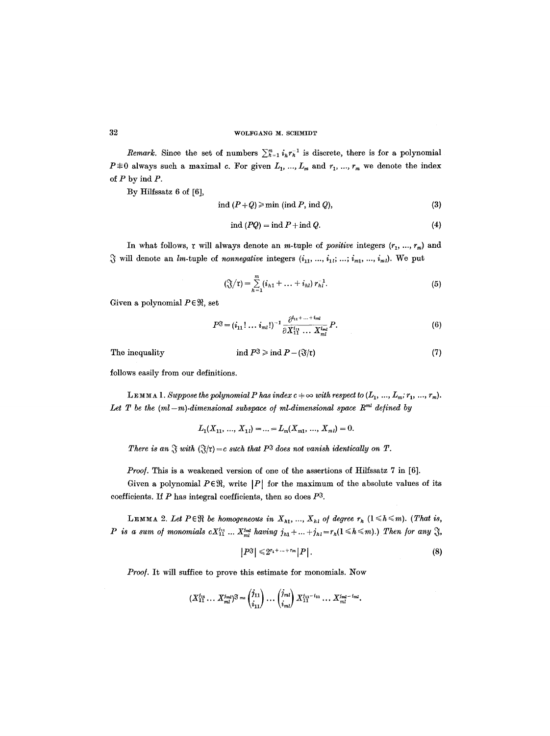*Remark.* Since the set of numbers $\sum_{h=1}^{m} i_h r_h^{-1}$ is discrete, there is for a polynomial $P \not\equiv 0$ always such a maximal $c$. For given $L_1, \ldots, L_m$ and $r_1, \ldots, r_m$ we denote the index of $P$ by ind $P$.

By Hilfssatz 6 of [6],

$$\text{ind}\,(P+Q) \geqslant \min\,(\text{ind}\,P, \text{ind}\,Q), \tag{3}$$

$$\text{ind}\,(PQ) = \text{ind}\,P + \text{ind}\,Q. \tag{4}$$

In what follows, $\mathfrak{r}$ will always denote an $m$-tuple of *positive* integers $(r_1, \ldots, r_m)$ and $\mathfrak{J}$ will denote an $lm$-tuple of *nonnegative* integers $(i_{11}, \ldots, i_{1l}; \ldots; i_{m1}, \ldots, i_{ml})$. We put

$$(\mathfrak{J}/\mathfrak{r}) = \sum_{h=1}^{m} (i_{h1} + \ldots + i_{hl})\, r_{hl}^{-1}. \tag{5}$$

Given a polynomial $P \in \mathfrak{R}$, set

$$P^{\mathfrak{J}} = (i_{11}! \ldots i_{ml}!)^{-1} \frac{\partial^{i_{11}+\ldots+i_{ml}}}{\partial X_{11}^{i_{11}} \ldots X_{ml}^{i_{ml}}} P. \tag{6}$$

The inequality

$$\text{ind}\,P^{\mathfrak{J}} \geqslant \text{ind}\,P - (\mathfrak{J}/\mathfrak{r}) \tag{7}$$

follows easily from our definitions.

LEMMA 1. *Suppose the polynomial $P$ has index $c \neq \infty$ with respect to $(L_1, \ldots, L_m; r_1, \ldots, r_m)$. Let $T$ be the $(ml-m)$-dimensional subspace of $ml$-dimensional space $R^{ml}$ defined by*

$$L_1(X_{11}, \ldots, X_{1l}) = \ldots = L_m(X_{m1}, \ldots, X_{ml}) = 0.$$

*There is an $\mathfrak{J}$ with $(\mathfrak{J}/\mathfrak{r}) = c$ such that $P^{\mathfrak{J}}$ does not vanish identically on $T$.*

*Proof.* This is a weakened version of one of the assertions of Hilfssatz 7 in [6].

Given a polynomial $P \in \mathfrak{R}$, write $|P|$ for the maximum of the absolute values of its coefficients. If $P$ has integral coefficients, then so does $P^{\mathfrak{J}}$.

LEMMA 2. *Let $P \in \mathfrak{R}$ be homogeneous in $X_{h1}, \ldots, X_{hl}$ of degree $r_h$ $(1 \leqslant h \leqslant m)$. (That is, $P$ is a sum of monomials $cX_{11}^{j_{11}} \ldots X_{ml}^{j_{ml}}$ having $j_{h1} + \ldots + j_{hl} = r_h (1 \leqslant h \leqslant m)$.) Then for any $\mathfrak{J}$,*

$$|P^{\mathfrak{J}}| \leqslant 2^{r_1+\ldots+r_m} |P|. \tag{8}$$

*Proof.* It will suffice to prove this estimate for monomials. Now

$$(X_{11}^{j_{11}} \ldots X_{ml}^{j_{ml}})^{\mathfrak{J}} = \binom{j_{11}}{i_{11}} \cdots \binom{j_{ml}}{i_{ml}} X_{11}^{j_{11}-i_{11}} \ldots X_{ml}^{j_{ml}-i_{ml}}.$$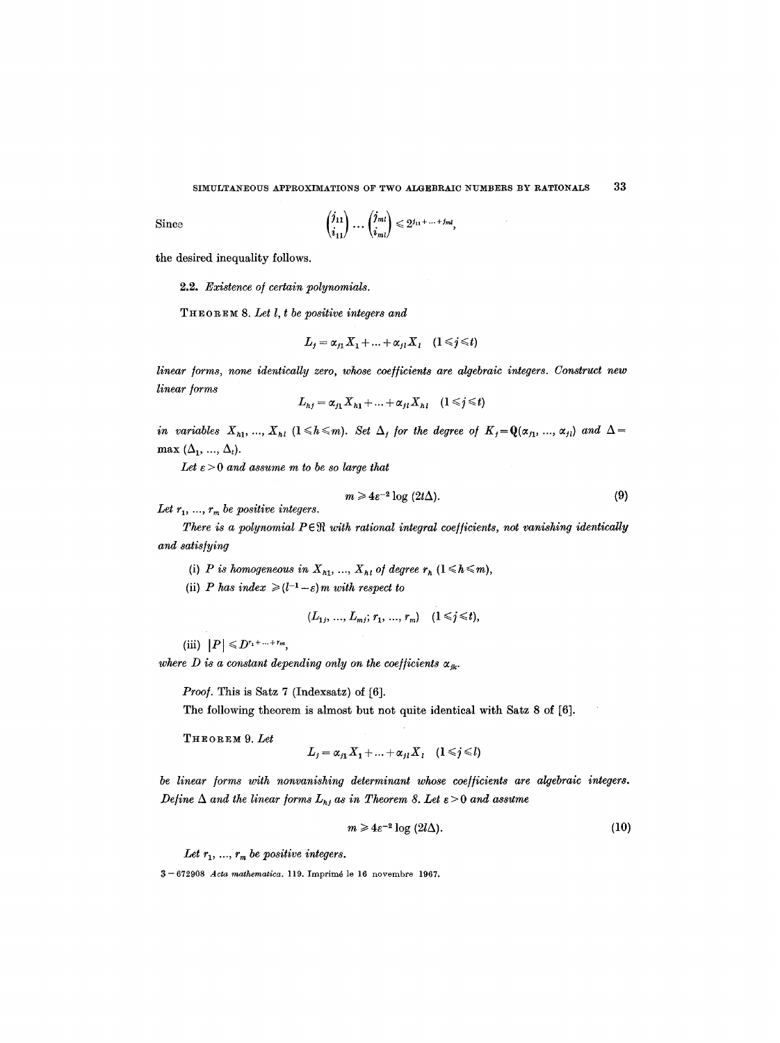Since

$$\binom{j_{11}}{i_{11}} \cdots \binom{j_{ml}}{i_{ml}} \leqslant 2^{j_{11}+\cdots+j_{ml}},$$

the desired inequality follows.

**2.2.** *Existence of certain polynomials.*

THEOREM 8. *Let $l, t$ be positive integers and*

$$L_j = \alpha_{j1} X_1 + \ldots + \alpha_{jl} X_l \quad (1 \leqslant j \leqslant t)$$

*linear forms, none identically zero, whose coefficients are algebraic integers. Construct new linear forms*

$$L_{hj} = \alpha_{j1} X_{h1} + \ldots + \alpha_{jl} X_{hl} \quad (1 \leqslant j \leqslant t)$$

*in variables $X_{h1}, \ldots, X_{hl}$ $(1 \leqslant h \leqslant m)$. Set $\Delta_j$ for the degree of $K_j = \mathbf{Q}(\alpha_{j1}, \ldots, \alpha_{jl})$ and $\Delta = \max(\Delta_1, \ldots, \Delta_t)$.*

*Let $\varepsilon > 0$ and assume $m$ to be so large that*

$$m \geqslant 4\varepsilon^{-2} \log(2t\Delta). \tag{9}$$

*Let $r_1, \ldots, r_m$ be positive integers.*

*There is a polynomial $P \in \mathfrak{R}$ with rational integral coefficients, not vanishing identically and satisfying*

(i) *$P$ is homogeneous in $X_{h1}, \ldots, X_{hl}$ of degree $r_h$ $(1 \leqslant h \leqslant m)$,*

(ii) *$P$ has index $\geqslant (l^{-1} - \varepsilon) m$ with respect to*

$$(L_{1j}, \ldots, L_{mj}; r_1, \ldots, r_m) \quad (1 \leqslant j \leqslant t),$$

(iii) *$|P| \leqslant D^{r_1 + \cdots + r_m}$,*

*where $D$ is a constant depending only on the coefficients $\alpha_{jk}$.*

*Proof.* This is Satz 7 (Indexsatz) of [6].

The following theorem is almost but not quite identical with Satz 8 of [6].

THEOREM 9. *Let*

$$L_j = \alpha_{j1} X_1 + \ldots + \alpha_{jl} X_l \quad (1 \leqslant j \leqslant l)$$

*be linear forms with nonvanishing determinant whose coefficients are algebraic integers. Define $\Delta$ and the linear forms $L_{hj}$ as in Theorem 8. Let $\varepsilon > 0$ and assume*

$$m \geqslant 4\varepsilon^{-2} \log(2l\Delta). \tag{10}$$

*Let $r_1, \ldots, r_m$ be positive integers.*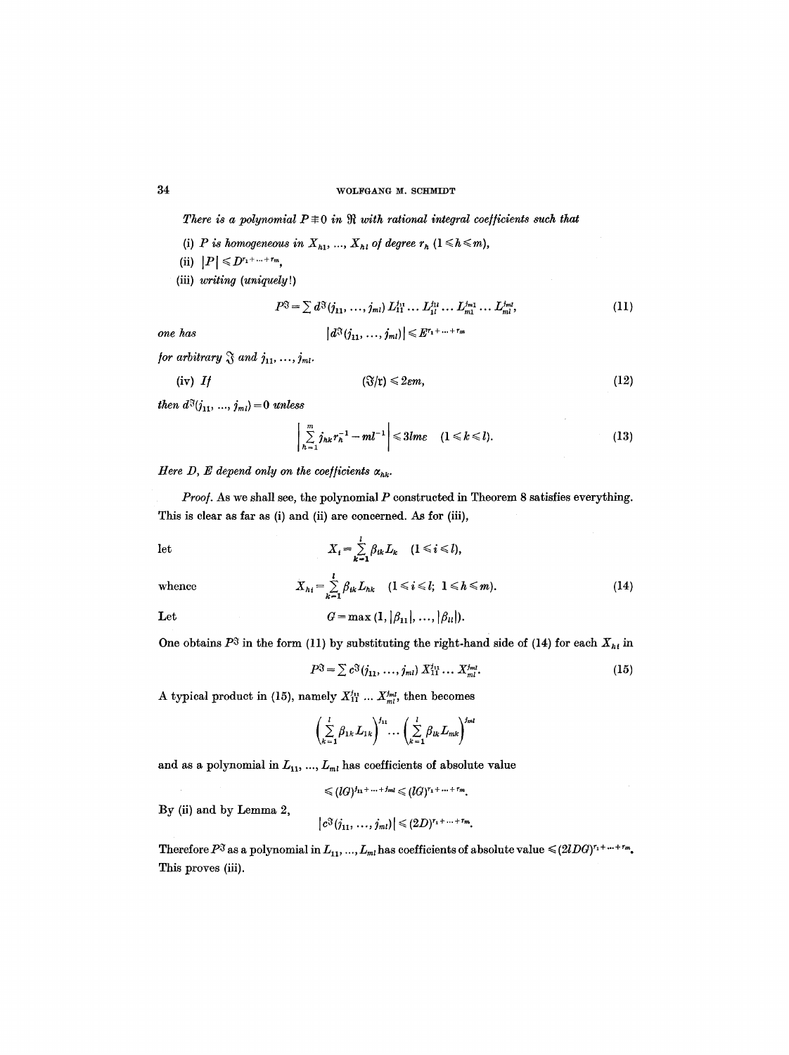*There is a polynomial $P \not\equiv 0$ in $\mathfrak{R}$ with rational integral coefficients such that*

(i) *$P$ is homogeneous in $X_{h1}, \ldots, X_{hl}$ of degree $r_h$ $(1 \leqslant h \leqslant m)$,*

(ii) $|P| \leqslant D^{r_1 + \cdots + r_m}$,

(iii) *writing (uniquely!)*

$$P^{\mathfrak{J}} = \sum d^{\mathfrak{J}}(j_{11}, \ldots, j_{ml}) L_{11}^{j_{11}} \ldots L_{1l}^{j_{1l}} \ldots L_{m1}^{j_{m1}} \ldots L_{ml}^{j_{ml}}, \tag{11}$$

*one has* $$|d^{\mathfrak{J}}(j_{11}, \ldots, j_{ml})| \leqslant E^{r_1 + \cdots + r_m}$$

*for arbitrary $\mathfrak{J}$ and $j_{11}, \ldots, j_{ml}$.*

(iv) *If*

$$(\mathfrak{J}/\mathfrak{r}) \leqslant 2\varepsilon m, \tag{12}$$

*then $d^{\mathfrak{J}}(j_{11}, \ldots, j_{ml}) = 0$ unless*

$$\left| \sum_{h=1}^{m} j_{hk} r_h^{-1} - ml^{-1} \right| \leqslant 3lm\varepsilon \quad (1 \leqslant k \leqslant l). \tag{13}$$

*Here $D$, $E$ depend only on the coefficients $\alpha_{hk}$.*

*Proof.* As we shall see, the polynomial $P$ constructed in Theorem 8 satisfies everything. This is clear as far as (i) and (ii) are concerned. As for (iii),

let $$X_i = \sum_{k=1}^{l} \beta_{ik} L_k \quad (1 \leqslant i \leqslant l),$$

whence $$X_{hi} = \sum_{k=1}^{l} \beta_{ik} L_{hk} \quad (1 \leqslant i \leqslant l;\ 1 \leqslant h \leqslant m). \tag{14}$$

Let $$G = \max(1, |\beta_{11}|, \ldots, |\beta_{ll}|).$$

One obtains $P^{\mathfrak{J}}$ in the form (11) by substituting the right-hand side of (14) for each $X_{hi}$ in

$$P^{\mathfrak{J}} = \sum c^{\mathfrak{J}}(j_{11}, \ldots, j_{ml}) X_{11}^{j_{11}} \ldots X_{ml}^{j_{ml}}. \tag{15}$$

A typical product in (15), namely $X_{11}^{j_{11}} \ldots X_{ml}^{j_{ml}}$, then becomes

$$\left( \sum_{k=1}^{l} \beta_{1k} L_{1k} \right)^{j_{11}} \cdots \left( \sum_{k=1}^{l} \beta_{lk} L_{mk} \right)^{j_{ml}}$$

and as a polynomial in $L_{11}, \ldots, L_{ml}$ has coefficients of absolute value

$$\leqslant (lG)^{j_{11} + \cdots + j_{ml}} \leqslant (lG)^{r_1 + \cdots + r_m}.$$

By (ii) and by Lemma 2,

$$|c^{\mathfrak{J}}(j_{11}, \ldots, j_{ml})| \leqslant (2D)^{r_1 + \cdots + r_m}.$$

Therefore $P^{\mathfrak{J}}$ as a polynomial in $L_{11}, \ldots, L_{ml}$ has coefficients of absolute value $\leqslant (2lDG)^{r_1 + \cdots + r_m}$. This proves (iii).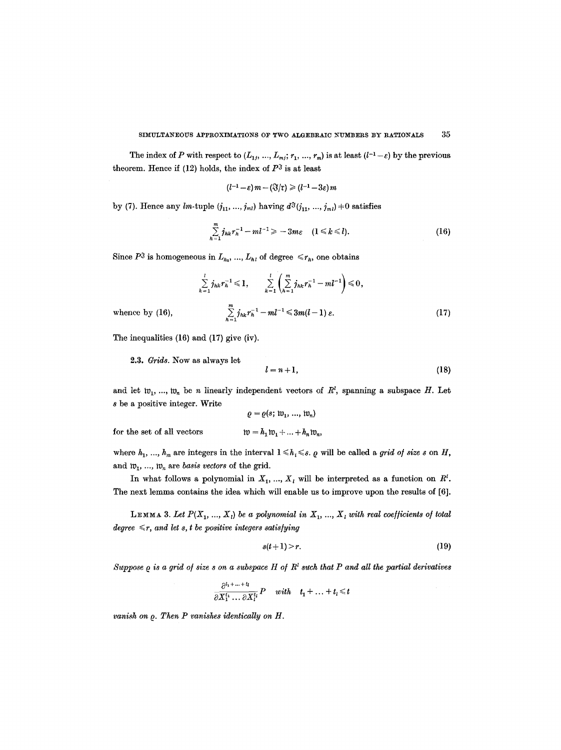The index of $P$ with respect to $(L_{1j}, \ldots, L_{mj}; r_1, \ldots, r_m)$ is at least $(l^{-1}-\varepsilon)$ by the previous theorem. Hence if (12) holds, the index of $P^{\mathfrak{J}}$ is at least

$$(l^{-1}-\varepsilon)m - (\mathfrak{J}/\mathfrak{r}) \geqslant (l^{-1}-3\varepsilon)m$$

by (7). Hence any $lm$-tuple $(j_{11}, \ldots, j_{ml})$ having $d^{\mathfrak{J}}(j_{11}, \ldots, j_{ml}) \neq 0$ satisfies

$$\sum_{h=1}^{m} j_{hk} r_h^{-1} - ml^{-1} \geqslant -3m\varepsilon \quad (1 \leqslant k \leqslant l). \tag{16}$$

Since $P^{\mathfrak{J}}$ is homogeneous in $L_{h_1}, \ldots, L_{hl}$ of degree $\leqslant r_h$, one obtains

$$\sum_{k=1}^{l} j_{hk} r_h^{-1} \leqslant 1, \qquad \sum_{k=1}^{l} \left( \sum_{h=1}^{m} j_{hk} r_h^{-1} - ml^{-1} \right) \leqslant 0,$$

whence by (16),

$$\sum_{h=1}^{m} j_{hk} r_h^{-1} - ml^{-1} \leqslant 3m(l-1)\varepsilon. \tag{17}$$

The inequalities (16) and (17) give (iv).

**2.3.** *Grids.* Now as always let

$$l = n+1, \tag{18}$$

and let $\mathfrak{w}_1, \ldots, \mathfrak{w}_n$ be $n$ linearly independent vectors of $R^l$, spanning a subspace $H$. Let $s$ be a positive integer. Write

$$\varrho = \varrho(s; \mathfrak{w}_1, \ldots, \mathfrak{w}_n)$$

for the set of all vectors

$$\mathfrak{w} = h_1 \mathfrak{w}_1 + \ldots + h_n \mathfrak{w}_n,$$

where $h_1, \ldots, h_m$ are integers in the interval $1 \leqslant h_i \leqslant s$. $\varrho$ will be called a *grid of size s on H*, and $\mathfrak{w}_1, \ldots, \mathfrak{w}_n$ are *basis vectors* of the grid.

In what follows a polynomial in $X_1, \ldots, X_l$ will be interpreted as a function on $R^l$. The next lemma contains the idea which will enable us to improve upon the results of [6].

LEMMA 3. *Let $P(X_1, \ldots, X_l)$ be a polynomial in $X_1, \ldots, X_l$ with real coefficients of total degree $\leqslant r$, and let $s, t$ be positive integers satisfying*

$$s(t+1) > r. \tag{19}$$

*Suppose $\varrho$ is a grid of size $s$ on a subspace $H$ of $R^l$ such that $P$ and all the partial derivatives*

$$\frac{\partial^{t_1+\ldots+t_l}}{\partial X_1^{t_1} \ldots \partial X_l^{t_l}} P \quad \textit{with} \quad t_1 + \ldots + t_l \leqslant t$$

*vanish on $\varrho$. Then $P$ vanishes identically on $H$.*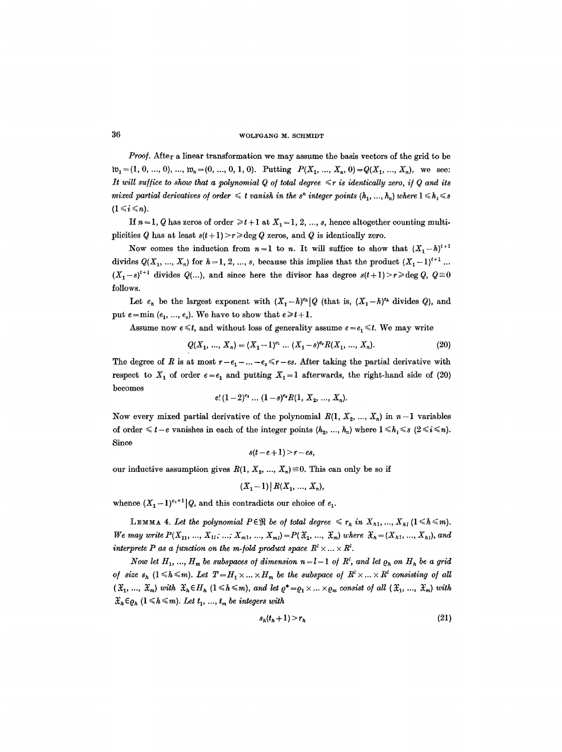*Proof.* After a linear transformation we may assume the basis vectors of the grid to be $\mathfrak{w}_1=(1,0,\ldots,0),\ldots,\mathfrak{w}_n=(0,\ldots,0,1,0)$. Putting $P(X_1,\ldots,X_n,0)=Q(X_1,\ldots,X_n)$, we see: *It will suffice to show that a polynomial $Q$ of total degree $\leqslant r$ is identically zero, if $Q$ and its mixed partial derivatives of order $\leqslant t$ vanish in the $s^n$ integer points $(h_1,\ldots,h_n)$ where $1\leqslant h_i\leqslant s$ $(1\leqslant i\leqslant n)$.*

If $n=1$, $Q$ has zeros of order $\geqslant t+1$ at $X_1=1,2,\ldots,s$, hence altogether counting multiplicities $Q$ has at least $s(t+1)>r\geqslant\deg Q$ zeros, and $Q$ is identically zero.

Now comes the induction from $n-1$ to $n$. It will suffice to show that $(X_1-h)^{t+1}$ divides $Q(X_1,\ldots,X_n)$ for $h=1,2,\ldots,s$, because this implies that the product $(X_1-1)^{t+1}\ldots(X_1-s)^{t+1}$ divides $Q(\ldots)$, and since here the divisor has degree $s(t+1)>r\geqslant\deg Q$, $Q\equiv 0$ follows.

Let $e_h$ be the largest exponent with $(X_1-h)^{e_h}|Q$ (that is, $(X_1-h)^{e_h}$ divides $Q$), and put $e=\min(e_1,\ldots,e_s)$. We have to show that $e\geqslant t+1$.

Assume now $e\leqslant t$, and without loss of generality assume $e=e_1\leqslant t$. We may write

$$Q(X_1,\ldots,X_n)=(X_1-1)^{e_1}\ldots(X_1-s)^{e_s}R(X_1,\ldots,X_n). \tag{20}$$

The degree of $R$ is at most $r-e_1-\ldots-e_s\leqslant r-es$. After taking the partial derivative with respect to $X_1$ of order $e=e_1$ and putting $X_1=1$ afterwards, the right-hand side of (20) becomes

$$e!\,(1-2)^{e_2}\ldots(1-s)^{e_s}R(1,X_2,\ldots,X_n).$$

Now every mixed partial derivative of the polynomial $R(1,X_2,\ldots,X_n)$ in $n-1$ variables of order $\leqslant t-e$ vanishes in each of the integer points $(h_2,\ldots,h_n)$ where $1\leqslant h_i\leqslant s$ $(2\leqslant i\leqslant n)$. Since

$$s(t-e+1)>r-es,$$

our inductive assumption gives $R(1,X_2,\ldots,X_n)\equiv 0$. This can only be so if

$$(X_1-1)\,|\,R(X_1,\ldots,X_n),$$

whence $(X_1-1)^{e_1+1}|Q$, and this contradicts our choice of $e_1$.

LEMMA 4. *Let the polynomial $P\in\mathfrak{R}$ be of total degree $\leqslant r_h$ in $X_{h1},\ldots,X_{hl}$ $(1\leqslant h\leqslant m)$. We may write $P(X_{11},\ldots,X_{1l};\ldots;X_{m1},\ldots,X_{ml})=P(\mathfrak{X}_1,\ldots,\mathfrak{X}_m)$ where $\mathfrak{X}_h=(X_{h1},\ldots,X_{hl})$, and interprete $P$ as a function on the $m$-fold product space $R^l\times\ldots\times R^l$.*

*Now let $H_1,\ldots,H_m$ be subspaces of dimension $n=l-1$ of $R^l$, and let $\varrho_h$ on $H_h$ be a grid of size $s_h$ $(1\leqslant h\leqslant m)$. Let $T=H_1\times\ldots\times H_m$ be the subspace of $R^l\times\ldots\times R^l$ consisting of all $(\mathfrak{X}_1,\ldots,\mathfrak{X}_m)$ with $\mathfrak{X}_h\in H_h$ $(1\leqslant h\leqslant m)$, and let $\varrho^*=\varrho_1\times\ldots\times\varrho_m$ consist of all $(\mathfrak{X}_1,\ldots,\mathfrak{X}_m)$ with $\mathfrak{X}_h\in\varrho_h$ $(1\leqslant h\leqslant m)$. Let $t_1,\ldots,t_m$ be integers with*

$$s_h(t_h+1)>r_h \tag{21}$$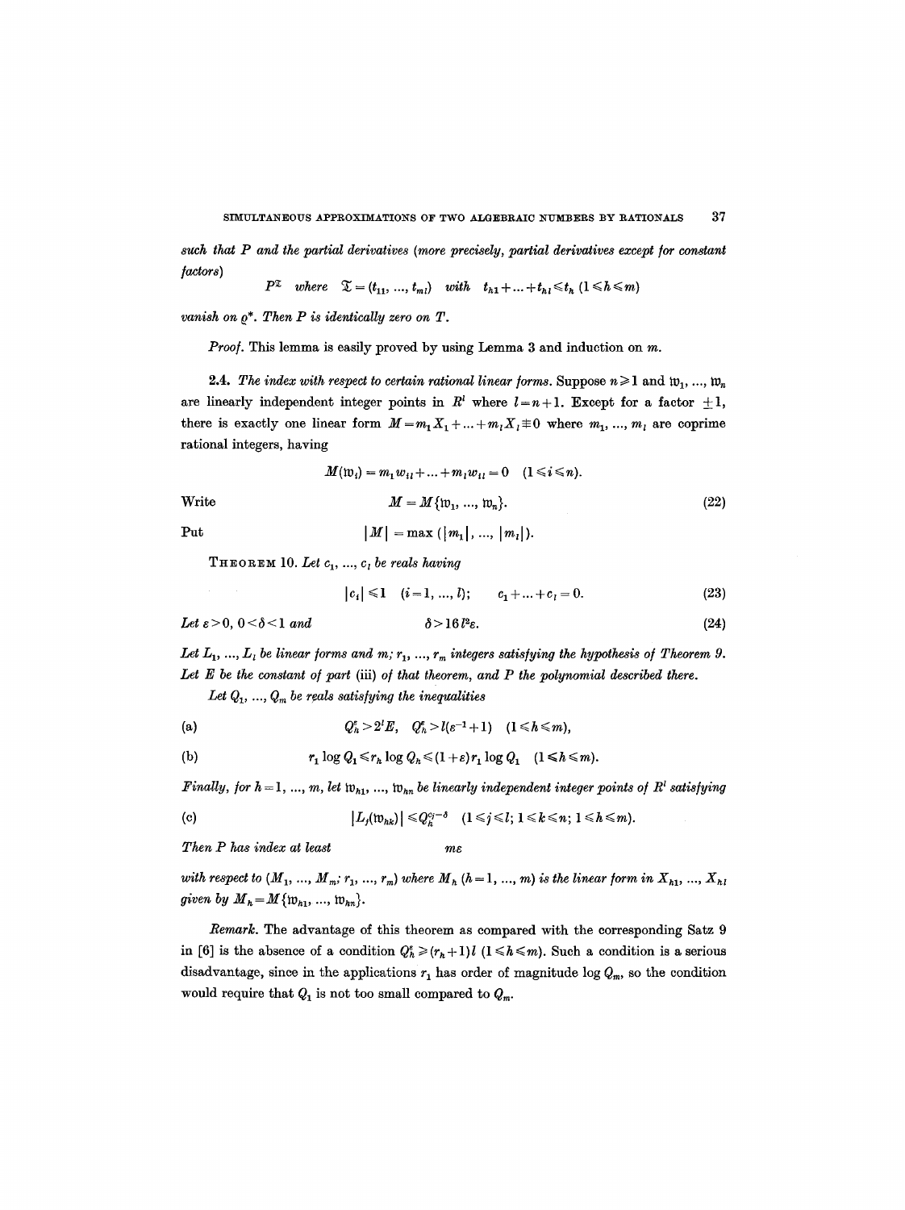*such that $P$ and the partial derivatives (more precisely, partial derivatives except for constant factors)*

$$P^{\mathfrak{T}} \quad \text{where} \quad \mathfrak{T} = (t_{11}, \ldots, t_{ml}) \quad \text{with} \quad t_{h1} + \ldots + t_{hl} \leq t_h \ (1 \leq h \leq m)$$

*vanish on $\varrho^*$. Then $P$ is identically zero on $T$.*

*Proof.* This lemma is easily proved by using Lemma 3 and induction on $m$.

**2.4.** *The index with respect to certain rational linear forms.* Suppose $n \geq 1$ and $\mathfrak{w}_1, \ldots, \mathfrak{w}_n$ are linearly independent integer points in $R^l$ where $l = n+1$. Except for a factor $\pm 1$, there is exactly one linear form $M = m_1 X_1 + \ldots + m_l X_l \not\equiv 0$ where $m_1, \ldots, m_l$ are coprime rational integers, having

$$M(\mathfrak{w}_i) = m_1 w_{i1} + \ldots + m_l w_{il} = 0 \quad (1 \leq i \leq n).$$

Write
$$M = M\{\mathfrak{w}_1, \ldots, \mathfrak{w}_n\}. \tag{22}$$

Put
$$|M| = \max(|m_1|, \ldots, |m_l|).$$

THEOREM 10. *Let $c_1, \ldots, c_l$ be reals having*

$$|c_i| \leq 1 \quad (i = 1, \ldots, l); \qquad c_1 + \ldots + c_l = 0. \tag{23}$$

*Let $\varepsilon > 0$, $0 < \delta < 1$ and*
$$\delta > 16 l^2 \varepsilon. \tag{24}$$

*Let $L_1, \ldots, L_l$ be linear forms and $m; r_1, \ldots, r_m$ integers satisfying the hypothesis of Theorem 9. Let $E$ be the constant of part* (iii) *of that theorem, and $P$ the polynomial described there.*

*Let $Q_1, \ldots, Q_m$ be reals satisfying the inequalities*

(a) $$Q_h^{\varepsilon} > 2^l E, \quad Q_h^{\varepsilon} > l(\varepsilon^{-1} + 1) \quad (1 \leq h \leq m),$$

(b) $$r_1 \log Q_1 \leq r_h \log Q_h \leq (1 + \varepsilon) r_1 \log Q_1 \quad (1 \leq h \leq m).$$

*Finally, for $h = 1, \ldots, m$, let $\mathfrak{w}_{h1}, \ldots, \mathfrak{w}_{hn}$ be linearly independent integer points of $R^l$ satisfying*

(c) $$|L_j(\mathfrak{w}_{hk})| \leq Q_h^{c_j - \delta} \quad (1 \leq j \leq l;\ 1 \leq k \leq n;\ 1 \leq h \leq m).$$

*Then $P$ has index at least*
$$m\varepsilon$$
*with respect to $(M_1, \ldots, M_m; r_1, \ldots, r_m)$ where $M_h$ $(h = 1, \ldots, m)$ is the linear form in $X_{h1}, \ldots, X_{hl}$ given by $M_h = M\{\mathfrak{w}_{h1}, \ldots, \mathfrak{w}_{hn}\}$.*

*Remark.* The advantage of this theorem as compared with the corresponding Satz 9 in [6] is the absence of a condition $Q_h^{\varepsilon} \geq (r_h + 1) l$ $(1 \leq h \leq m)$. Such a condition is a serious disadvantage, since in the applications $r_1$ has order of magnitude $\log Q_m$, so the condition would require that $Q_1$ is not too small compared to $Q_m$.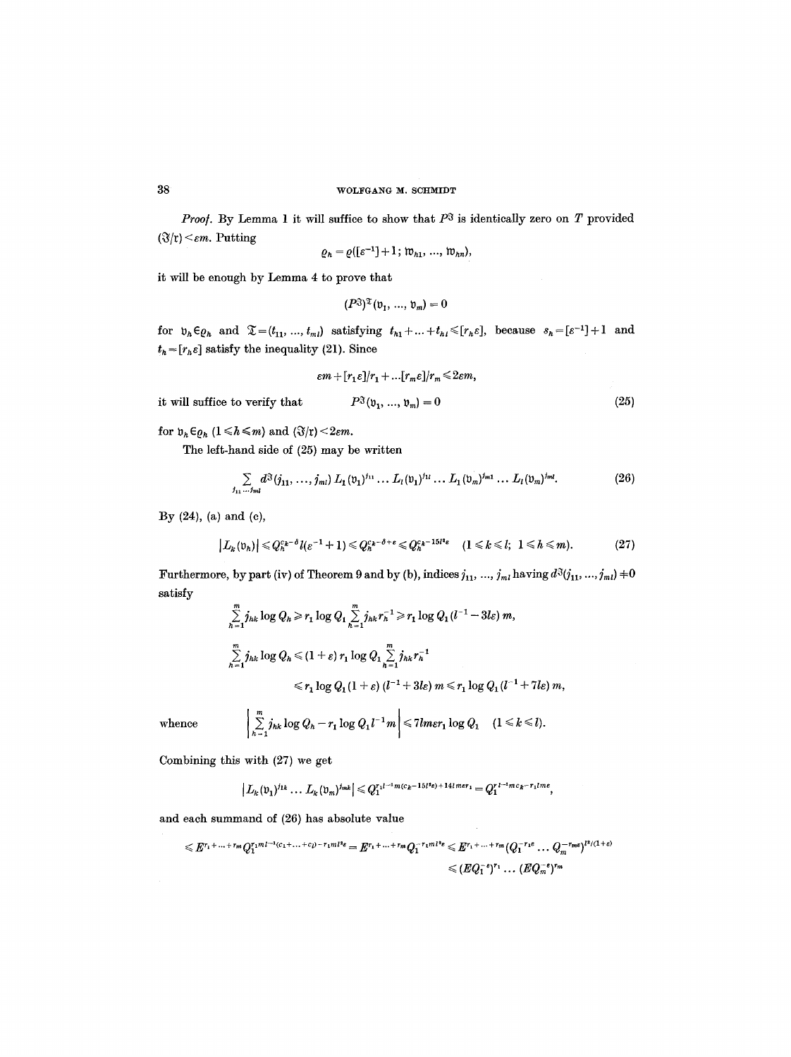*Proof.* By Lemma 1 it will suffice to show that $P^{\mathfrak{J}}$ is identically zero on $T$ provided $(\mathfrak{J}/\mathfrak{r}) < \varepsilon m$. Putting

$$\varrho_h = \varrho([\varepsilon^{-1}]+1;\, \mathfrak{w}_{h1}, \ldots, \mathfrak{w}_{hn}),$$

it will be enough by Lemma 4 to prove that

$$(P^{\mathfrak{J}})^{\mathfrak{T}}(\mathfrak{v}_1, \ldots, \mathfrak{v}_m) = 0$$

for $\mathfrak{v}_h \in \varrho_h$ and $\mathfrak{T} = (t_{11}, \ldots, t_{ml})$ satisfying $t_{h1} + \ldots + t_{hl} \leq [r_h \varepsilon]$, because $s_h = [\varepsilon^{-1}]+1$ and $t_h = [r_h \varepsilon]$ satisfy the inequality (21). Since

$$\varepsilon m + [r_1\varepsilon]/r_1 + \ldots [r_m \varepsilon]/r_m \leq 2\varepsilon m,$$

it will suffice to verify that

$$P^{\mathfrak{J}}(\mathfrak{v}_1, \ldots, \mathfrak{v}_m) = 0 \tag{25}$$

for $\mathfrak{v}_h \in \varrho_h$ $(1 \leq h \leq m)$ and $(\mathfrak{J}/\mathfrak{r}) < 2\varepsilon m$.

The left-hand side of (25) may be written

$$\sum_{j_{11} \ldots j_{ml}} d^{\mathfrak{J}}(j_{11}, \ldots, j_{ml})\, L_1(\mathfrak{v}_1)^{j_{11}} \ldots L_l(\mathfrak{v}_1)^{j_{1l}} \ldots L_1(\mathfrak{v}_m)^{j_{m1}} \ldots L_l(\mathfrak{v}_m)^{j_{ml}}. \tag{26}$$

By (24), (a) and (c),

$$|L_k(\mathfrak{v}_h)| \leq Q_h^{c_k - \delta} l(\varepsilon^{-1}+1) \leq Q_h^{c_k - \delta + \varepsilon} \leq Q_h^{c_k - 15 l^2 \varepsilon} \quad (1 \leq k \leq l;\ 1 \leq h \leq m). \tag{27}$$

Furthermore, by part (iv) of Theorem 9 and by (b), indices $j_{11}, \ldots, j_{ml}$ having $d^{\mathfrak{J}}(j_{11}, \ldots, j_{ml}) \neq 0$ satisfy

$$\sum_{h=1}^{m} j_{hk} \log Q_h \geq r_1 \log Q_1 \sum_{h=1}^{m} j_{hk} r_h^{-1} \geq r_1 \log Q_1 (l^{-1} - 3l\varepsilon)\, m,$$

$$\sum_{h=1}^{m} j_{hk} \log Q_h \leq (1+\varepsilon)\, r_1 \log Q_1 \sum_{h=1}^{m} j_{hk} r_h^{-1}$$

$$\leq r_1 \log Q_1 (1+\varepsilon)(l^{-1} + 3l\varepsilon)\, m \leq r_1 \log Q_1 (l^{-1} + 7l\varepsilon)\, m,$$

whence

$$\left| \sum_{h=1}^{m} j_{hk} \log Q_h - r_1 \log Q_1 l^{-1} m \right| \leq 7 l m \varepsilon r_1 \log Q_1 \quad (1 \leq k \leq l).$$

Combining this with (27) we get

$$|L_k(\mathfrak{v}_1)^{j_{1k}} \ldots L_k(\mathfrak{v}_m)^{j_{mk}}| \leq Q_1^{r_1 l^{-1} m (c_k - 15 l^2 \varepsilon) + 14 l m \varepsilon r_1} = Q_1^{r_1 l^{-1} m c_k - r_1 l m \varepsilon},$$

and each summand of (26) has absolute value

$$\leq E^{r_1 + \ldots + r_m} Q_1^{r_1 m l^{-1}(c_1 + \ldots + c_l) - r_1 m l^2 \varepsilon} = E^{r_1 + \ldots + r_m} Q_1^{-r_1 m l^2 \varepsilon} \leq E^{r_1 + \ldots + r_m} (Q_1^{-r_1 \varepsilon} \ldots Q_m^{-r_m \varepsilon})^{l^2/(1+\varepsilon)}$$

$$\leq (E Q_1^{-\varepsilon})^{r_1} \ldots (E Q_m^{-\varepsilon})^{r_m}$$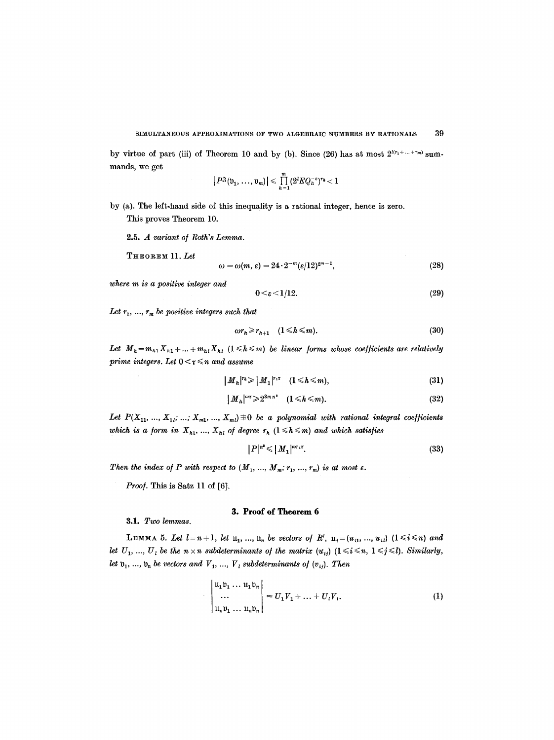by virtue of part (iii) of Theorem 10 and by (b). Since (26) has at most $2^{l(r_1+\dots+r_m)}$ summands, we get

$$|P^{\mathfrak{Z}}(\mathfrak{v}_1, \dots, \mathfrak{v}_m)| \leqslant \prod_{h=1}^{m} (2^l E Q_h^{-\varepsilon})^{r_h} < 1$$

by (a). The left-hand side of this inequality is a rational integer, hence is zero.

This proves Theorem 10.

**2.5.** *A variant of Roth's Lemma.*

THEOREM 11. *Let*

$$\omega = \omega(m, \varepsilon) = 24 \cdot 2^{-m} (\varepsilon/12)^{2^m - 1}, \tag{28}$$

*where m is a positive integer and*

$$0 < \varepsilon < 1/12. \tag{29}$$

*Let $r_1, \dots, r_m$ be positive integers such that*

$$\omega r_h \geqslant r_{h+1} \quad (1 \leqslant h \leqslant m). \tag{30}$$

*Let $M_h = m_{h1} X_{h1} + \dots + m_{hl} X_{hl}$ $(1 \leqslant h \leqslant m)$ be linear forms whose coefficients are relatively prime integers. Let $0 < \tau \leqslant n$ and assume*

$$|M_h|^{r_h} \geqslant |M_1|^{r_1 \tau} \quad (1 \leqslant h \leqslant m), \tag{31}$$

$$|M_h|^{\omega \tau} \geqslant 2^{3mn^2} \quad (1 \leqslant h \leqslant m). \tag{32}$$

*Let $P(X_{11}, \dots, X_{1l}; \dots; X_{m1}, \dots, X_{ml}) \not\equiv 0$ be a polynomial with rational integral coefficients which is a form in $X_{h1}, \dots, X_{hl}$ of degree $r_h$ $(1 \leqslant h \leqslant m)$ and which satisfies*

$$|P|^{n^2} \leqslant |M_1|^{\omega r_1 \tau}. \tag{33}$$

*Then the index of P with respect to $(M_1, \dots, M_m; r_1, \dots, r_m)$ is at most $\varepsilon$.*

*Proof.* This is Satz 11 of [6].

## 3. Proof of Theorem 6

**3.1.** *Two lemmas.*

LEMMA 5. *Let $l = n+1$, let $\mathfrak{u}_1, \dots, \mathfrak{u}_n$ be vectors of $R^l$, $\mathfrak{u}_i = (u_{i1}, \dots, u_{il})$ $(1 \leqslant i \leqslant n)$ and let $U_1, \dots, U_l$ be the $n \times n$ subdeterminants of the matrix $(u_{ij})$ $(1 \leqslant i \leqslant n,\ 1 \leqslant j \leqslant l)$. Similarly, let $\mathfrak{v}_1, \dots, \mathfrak{v}_n$ be vectors and $V_1, \dots, V_l$ subdeterminants of $(v_{ij})$. Then*

$$\begin{vmatrix} \mathfrak{u}_1\mathfrak{v}_1 & \dots & \mathfrak{u}_1\mathfrak{v}_n \\ & \dots & \\ \mathfrak{u}_n\mathfrak{v}_1 & \dots & \mathfrak{u}_n\mathfrak{v}_n \end{vmatrix} = U_1 V_1 + \dots + U_l V_l. \tag{1}$$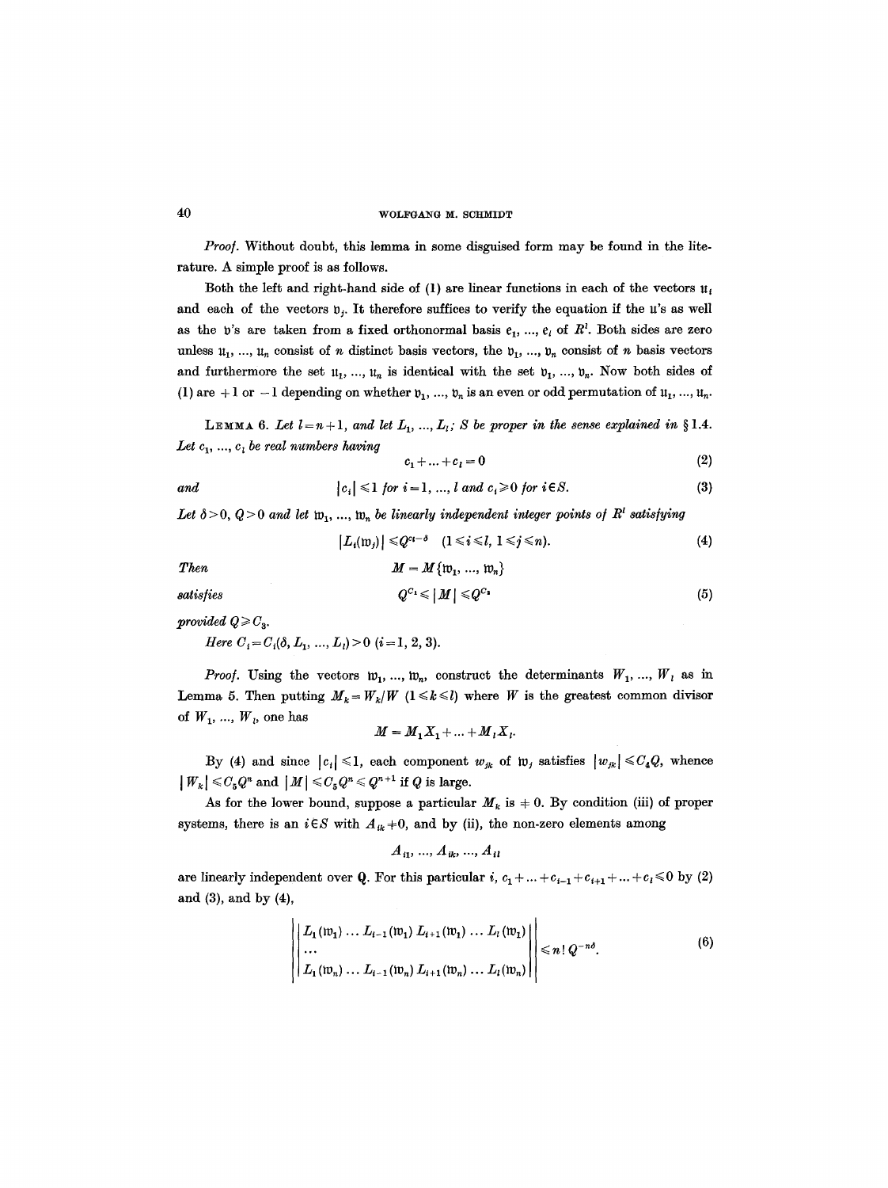*Proof.* Without doubt, this lemma in some disguised form may be found in the literature. A simple proof is as follows.

Both the left and right-hand side of (1) are linear functions in each of the vectors $\mathfrak{u}_i$ and each of the vectors $\mathfrak{v}_j$. It therefore suffices to verify the equation if the $\mathfrak{u}$'s as well as the $\mathfrak{v}$'s are taken from a fixed orthonormal basis $\mathfrak{e}_1, \ldots, \mathfrak{e}_l$ of $R^l$. Both sides are zero unless $\mathfrak{u}_1, \ldots, \mathfrak{u}_n$ consist of $n$ distinct basis vectors, the $\mathfrak{v}_1, \ldots, \mathfrak{v}_n$ consist of $n$ basis vectors and furthermore the set $\mathfrak{u}_1, \ldots, \mathfrak{u}_n$ is identical with the set $\mathfrak{v}_1, \ldots, \mathfrak{v}_n$. Now both sides of (1) are $+1$ or $-1$ depending on whether $\mathfrak{v}_1, \ldots, \mathfrak{v}_n$ is an even or odd permutation of $\mathfrak{u}_1, \ldots, \mathfrak{u}_n$.

LEMMA 6. *Let $l = n+1$, and let $L_1, \ldots, L_l; S$ be proper in the sense explained in § 1.4. Let $c_1, \ldots, c_l$ be real numbers having*

$$c_1 + \ldots + c_l = 0 \tag{2}$$

*and*

$$|c_i| \leqslant 1 \text{ for } i = 1, \ldots, l \text{ and } c_i \geqslant 0 \text{ for } i \in S. \tag{3}$$

*Let $\delta > 0$, $Q > 0$ and let $\mathfrak{w}_1, \ldots, \mathfrak{w}_n$ be linearly independent integer points of $R^l$ satisfying*

$$|L_i(\mathfrak{w}_j)| \leqslant Q^{c_i - \delta} \quad (1 \leqslant i \leqslant l,\ 1 \leqslant j \leqslant n). \tag{4}$$

*Then*

$$M = M\{\mathfrak{w}_1, \ldots, \mathfrak{w}_n\}$$

*satisfies*

$$Q^{C_1} \leqslant |M| \leqslant Q^{C_2} \tag{5}$$

*provided $Q \geqslant C_3$.*

*Here $C_i = C_i(\delta, L_1, \ldots, L_l) > 0$ $(i = 1, 2, 3)$.*

*Proof.* Using the vectors $\mathfrak{w}_1, \ldots, \mathfrak{w}_n$, construct the determinants $W_1, \ldots, W_l$ as in Lemma 5. Then putting $M_k = W_k / W$ $(1 \leqslant k \leqslant l)$ where $W$ is the greatest common divisor of $W_1, \ldots, W_l$, one has

$$M = M_1 X_1 + \ldots + M_l X_l.$$

By (4) and since $|c_i| \leqslant 1$, each component $w_{jk}$ of $\mathfrak{w}_j$ satisfies $|w_{jk}| \leqslant C_4 Q$, whence $|W_k| \leqslant C_5 Q^n$ and $|M| \leqslant C_5 Q^n \leqslant Q^{n+1}$ if $Q$ is large.

As for the lower bound, suppose a particular $M_k$ is $\neq 0$. By condition (iii) of proper systems, there is an $i \in S$ with $A_{ik} \neq 0$, and by (ii), the non-zero elements among

$$A_{i1}, \ldots, A_{ik}, \ldots, A_{il}$$

are linearly independent over $\mathbf{Q}$. For this particular $i$, $c_1 + \ldots + c_{i-1} + c_{i+1} + \ldots + c_l \leqslant 0$ by (2) and (3), and by (4),

$$\left\| \begin{matrix} L_1(\mathfrak{w}_1) \ldots L_{i-1}(\mathfrak{w}_1)\, L_{i+1}(\mathfrak{w}_1) \ldots L_l(\mathfrak{w}_1) \\ \ldots \\ L_1(\mathfrak{w}_n) \ldots L_{i-1}(\mathfrak{w}_n)\, L_{i+1}(\mathfrak{w}_n) \ldots L_l(\mathfrak{w}_n) \end{matrix} \right\| \leqslant n!\, Q^{-n\delta}. \tag{6}$$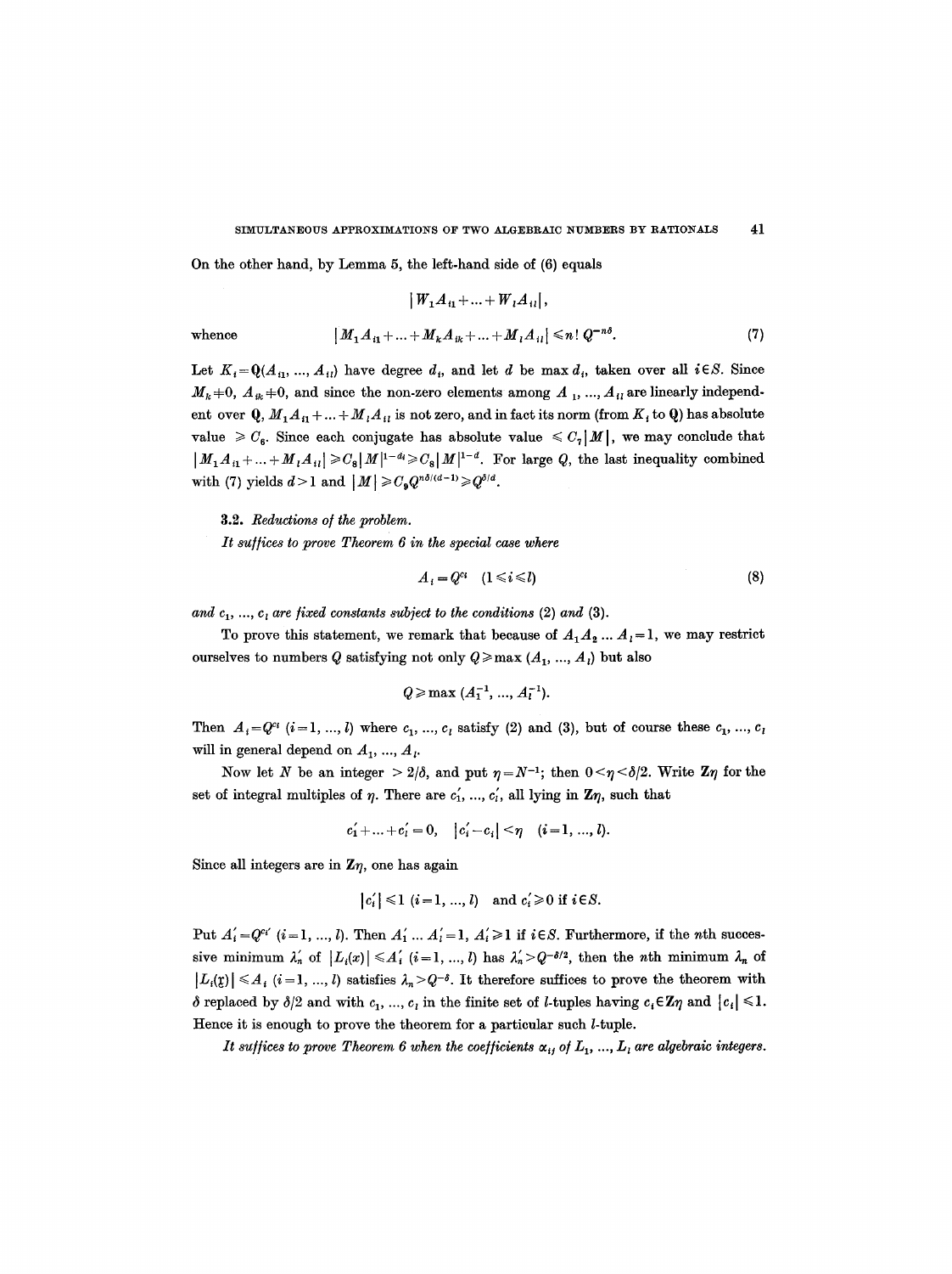On the other hand, by Lemma 5, the left-hand side of (6) equals

$$|W_1 A_{i1} + \dots + W_l A_{il}|,$$

whence

$$|M_1 A_{i1} + \dots + M_k A_{ik} + \dots + M_l A_{il}| \leqslant n!\, Q^{-n\delta}. \tag{7}$$

Let $K_i = \mathbf{Q}(A_{i1}, \dots, A_{il})$ have degree $d_i$, and let $d$ be $\max d_i$, taken over all $i \in S$. Since $M_k \neq 0$, $A_{ik} \neq 0$, and since the non-zero elements among $A_{i1}, \dots, A_{il}$ are linearly independent over $\mathbf{Q}$, $M_1 A_{i1} + \dots + M_l A_{il}$ is not zero, and in fact its norm (from $K_i$ to $\mathbf{Q}$) has absolute value $\geqslant C_6$. Since each conjugate has absolute value $\leqslant C_7 |M|$, we may conclude that $|M_1 A_{i1} + \dots + M_l A_{il}| \geqslant C_8 |M|^{1-d_i} \geqslant C_8 |M|^{1-d}$. For large $Q$, the last inequality combined with (7) yields $d > 1$ and $|M| \geqslant C_9 Q^{n\delta/(d-1)} \geqslant Q^{\delta/d}$.

**3.2.** *Reductions of the problem.*

*It suffices to prove Theorem 6 in the special case where*

$$A_i = Q^{c_i} \quad (1 \leqslant i \leqslant l) \tag{8}$$

*and $c_1, \dots, c_l$ are fixed constants subject to the conditions* (2) *and* (3).

To prove this statement, we remark that because of $A_1 A_2 \dots A_l = 1$, we may restrict ourselves to numbers $Q$ satisfying not only $Q \geqslant \max(A_1, \dots, A_l)$ but also

$$Q \geqslant \max(A_1^{-1}, \dots, A_l^{-1}).$$

Then $A_i = Q^{c_i}$ $(i = 1, \dots, l)$ where $c_1, \dots, c_l$ satisfy (2) and (3), but of course these $c_1, \dots, c_l$ will in general depend on $A_1, \dots, A_l$.

Now let $N$ be an integer $> 2/\delta$, and put $\eta = N^{-1}$; then $0 < \eta < \delta/2$. Write $\mathbf{Z}\eta$ for the set of integral multiples of $\eta$. There are $c_1', \dots, c_l'$, all lying in $\mathbf{Z}\eta$, such that

$$c_1' + \dots + c_l' = 0, \quad |c_i' - c_i| < \eta \quad (i = 1, \dots, l).$$

Since all integers are in $\mathbf{Z}\eta$, one has again

$$|c_i'| \leqslant 1 \ (i = 1, \dots, l) \quad \text{and } c_i' \geqslant 0 \text{ if } i \in S.$$

Put $A_i' = Q^{c_i'}$ $(i = 1, \dots, l)$. Then $A_1' \dots A_l' = 1$, $A_i' \geqslant 1$ if $i \in S$. Furthermore, if the $n$th successive minimum $\lambda_n'$ of $|L_i(x)| \leqslant A_i'$ $(i = 1, \dots, l)$ has $\lambda_n' > Q^{-\delta/2}$, then the $n$th minimum $\lambda_n$ of $|L_i(\mathfrak{x})| \leqslant A_i$ $(i = 1, \dots, l)$ satisfies $\lambda_n > Q^{-\delta}$. It therefore suffices to prove the theorem with $\delta$ replaced by $\delta/2$ and with $c_1, \dots, c_l$ in the finite set of $l$-tuples having $c_i \in \mathbf{Z}\eta$ and $|c_i| \leqslant 1$. Hence it is enough to prove the theorem for a particular such $l$-tuple.

*It suffices to prove Theorem 6 when the coefficients $\alpha_{ij}$ of $L_1, \dots, L_l$ are algebraic integers.*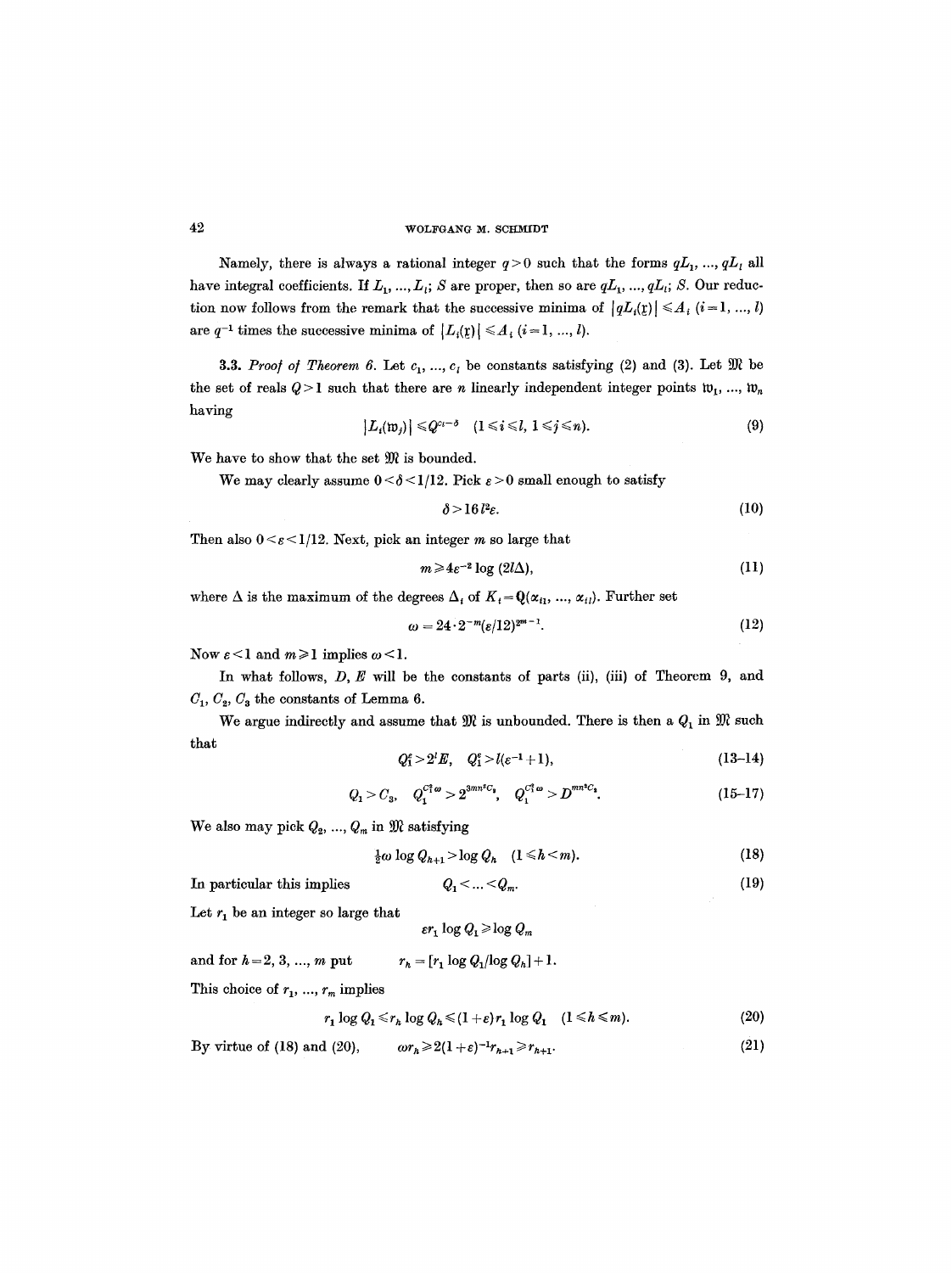Namely, there is always a rational integer $q>0$ such that the forms $qL_1, \ldots, qL_l$ all have integral coefficients. If $L_1, \ldots, L_l$; $S$ are proper, then so are $qL_1, \ldots, qL_l$; $S$. Our reduction now follows from the remark that the successive minima of $|qL_i(\mathfrak{x})| \leq A_i$ $(i=1, \ldots, l)$ are $q^{-1}$ times the successive minima of $|L_i(\mathfrak{x})| \leq A_i$ $(i=1, \ldots, l)$.

**3.3.** *Proof of Theorem 6.* Let $c_1, \ldots, c_l$ be constants satisfying (2) and (3). Let $\mathfrak{M}$ be the set of reals $Q>1$ such that there are $n$ linearly independent integer points $\mathfrak{w}_1, \ldots, \mathfrak{w}_n$ having

$$|L_i(\mathfrak{w}_j)| \leq Q^{c_i-\delta} \quad (1 \leq i \leq l,\ 1 \leq j \leq n). \tag{9}$$

We have to show that the set $\mathfrak{M}$ is bounded.

We may clearly assume $0<\delta<1/12$. Pick $\varepsilon>0$ small enough to satisfy

$$\delta > 16 l^2 \varepsilon. \tag{10}$$

Then also $0<\varepsilon<1/12$. Next, pick an integer $m$ so large that

$$m \geq 4\varepsilon^{-2} \log (2l\Delta), \tag{11}$$

where $\Delta$ is the maximum of the degrees $\Delta_i$ of $K_i = \mathbf{Q}(\alpha_{i1}, \ldots, \alpha_{il})$. Further set

$$\omega = 24 \cdot 2^{-m} (\varepsilon/12)^{2^m-1}. \tag{12}$$

Now $\varepsilon<1$ and $m \geq 1$ implies $\omega<1$.

In what follows, $D$, $E$ will be the constants of parts (ii), (iii) of Theorem 9, and $C_1$, $C_2$, $C_3$ the constants of Lemma 6.

We argue indirectly and assume that $\mathfrak{M}$ is unbounded. There is then a $Q_1$ in $\mathfrak{M}$ such that

$$Q_1^{\varepsilon} > 2^l E, \quad Q_1^{\varepsilon} > l(\varepsilon^{-1}+1), \tag{13–14}$$

$$Q_1 > C_3, \quad Q_1^{C_1^2 \omega} > 2^{3mn^2 C_2}, \quad Q_1^{C_1^2 \omega} > D^{mn^2 C_2}. \tag{15–17}$$

We also may pick $Q_2, \ldots, Q_m$ in $\mathfrak{M}$ satisfying

$$\tfrac{1}{2}\omega \log Q_{h+1} > \log Q_h \quad (1 \leq h < m). \tag{18}$$

In particular this implies

$$Q_1 < \ldots < Q_m. \tag{19}$$

Let $r_1$ be an integer so large that

$$\varepsilon r_1 \log Q_1 \geq \log Q_m$$

and for $h=2, 3, \ldots, m$ put

$$r_h = [r_1 \log Q_1 / \log Q_h] + 1.$$

This choice of $r_1, \ldots, r_m$ implies

$$r_1 \log Q_1 \leq r_h \log Q_h \leq (1+\varepsilon) r_1 \log Q_1 \quad (1 \leq h \leq m). \tag{20}$$

By virtue of (18) and (20),

$$\omega r_h \geq 2(1+\varepsilon)^{-1} r_{h+1} \geq r_{h+1}. \tag{21}$$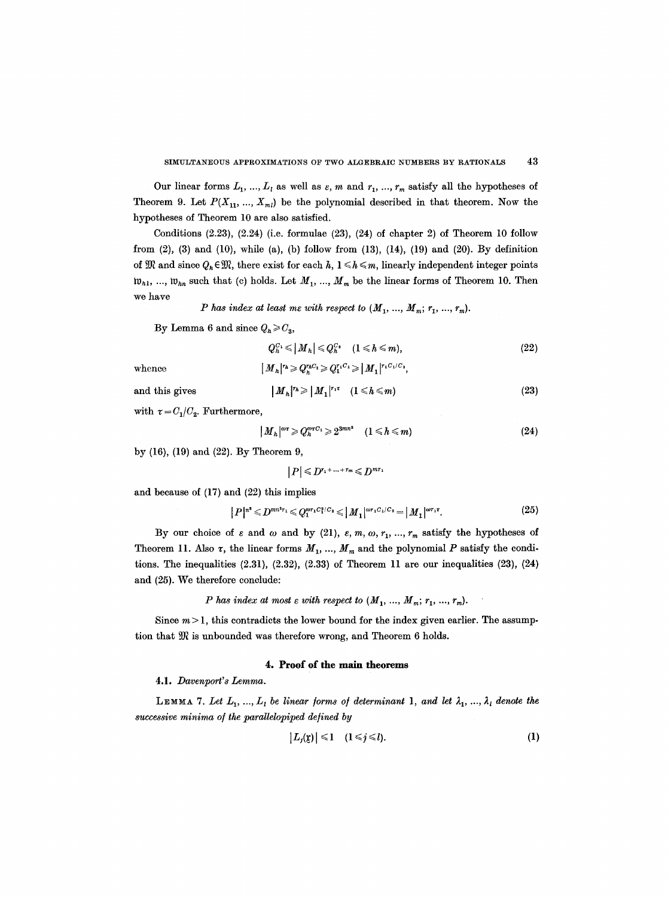Our linear forms $L_1, \ldots, L_l$ as well as $\varepsilon$, $m$ and $r_1, \ldots, r_m$ satisfy all the hypotheses of Theorem 9. Let $P(X_{11}, \ldots, X_{ml})$ be the polynomial described in that theorem. Now the hypotheses of Theorem 10 are also satisfied.

Conditions (2.23), (2.24) (i.e. formulae (23), (24) of chapter 2) of Theorem 10 follow from (2), (3) and (10), while (a), (b) follow from (13), (14), (19) and (20). By definition of $\mathfrak{M}$ and since $Q_h \in \mathfrak{M}$, there exist for each $h$, $1 \leqslant h \leqslant m$, linearly independent integer points $\mathfrak{w}_{h1}, \ldots, \mathfrak{w}_{hn}$ such that (c) holds. Let $M_1, \ldots, M_m$ be the linear forms of Theorem 10. Then we have

*P has index at least mε with respect to* $(M_1, \ldots, M_m; r_1, \ldots, r_m)$.

By Lemma 6 and since $Q_h \geqslant C_3$,

$$Q_h^{C_1} \leqslant |M_h| \leqslant Q_h^{C_2} \quad (1 \leqslant h \leqslant m), \tag{22}$$

whence

$$|M_h|^{r_h} \geqslant Q_h^{r_h C_1} \geqslant Q_1^{r_1 C_1} \geqslant |M_1|^{r_1 C_1 / C_2},$$

and this gives

$$|M_h|^{r_h} \geqslant |M_1|^{r_1 \tau} \quad (1 \leqslant h \leqslant m) \tag{23}$$

with $\tau = C_1/C_2$. Furthermore,

$$|M_h|^{\omega \tau} \geqslant Q_h^{\omega \tau C_1} \geqslant 2^{3mn^2} \quad (1 \leqslant h \leqslant m) \tag{24}$$

by (16), (19) and (22). By Theorem 9,

$$|P| \leqslant D^{r_1 + \cdots + r_m} \leqslant D^{m r_1}$$

and because of (17) and (22) this implies

$$|P|^{n^2} \leqslant D^{mn^2 r_1} \leqslant Q_1^{\omega r_1 C_1^2 / C_2} \leqslant |M_1|^{\omega r_1 C_1 / C_2} = |M_1|^{\omega r_1 \tau}. \tag{25}$$

By our choice of $\varepsilon$ and $\omega$ and by (21), $\varepsilon, m, \omega, r_1, \ldots, r_m$ satisfy the hypotheses of Theorem 11. Also $\tau$, the linear forms $M_1, \ldots, M_m$ and the polynomial $P$ satisfy the conditions. The inequalities (2.31), (2.32), (2.33) of Theorem 11 are our inequalities (23), (24) and (25). We therefore conclude:

*P has index at most ε with respect to* $(M_1, \ldots, M_m; r_1, \ldots, r_m)$.

Since $m > 1$, this contradicts the lower bound for the index given earlier. The assumption that $\mathfrak{M}$ is unbounded was therefore wrong, and Theorem 6 holds.

## 4. Proof of the main theorems

### 4.1. *Davenport's Lemma.*

LEMMA 7. *Let $L_1, \ldots, L_l$ be linear forms of determinant* 1, *and let $\lambda_1, \ldots, \lambda_l$ denote the successive minima of the parallelepiped defined by*

$$|L_j(\mathfrak{x})| \leqslant 1 \quad (1 \leqslant j \leqslant l). \tag{1}$$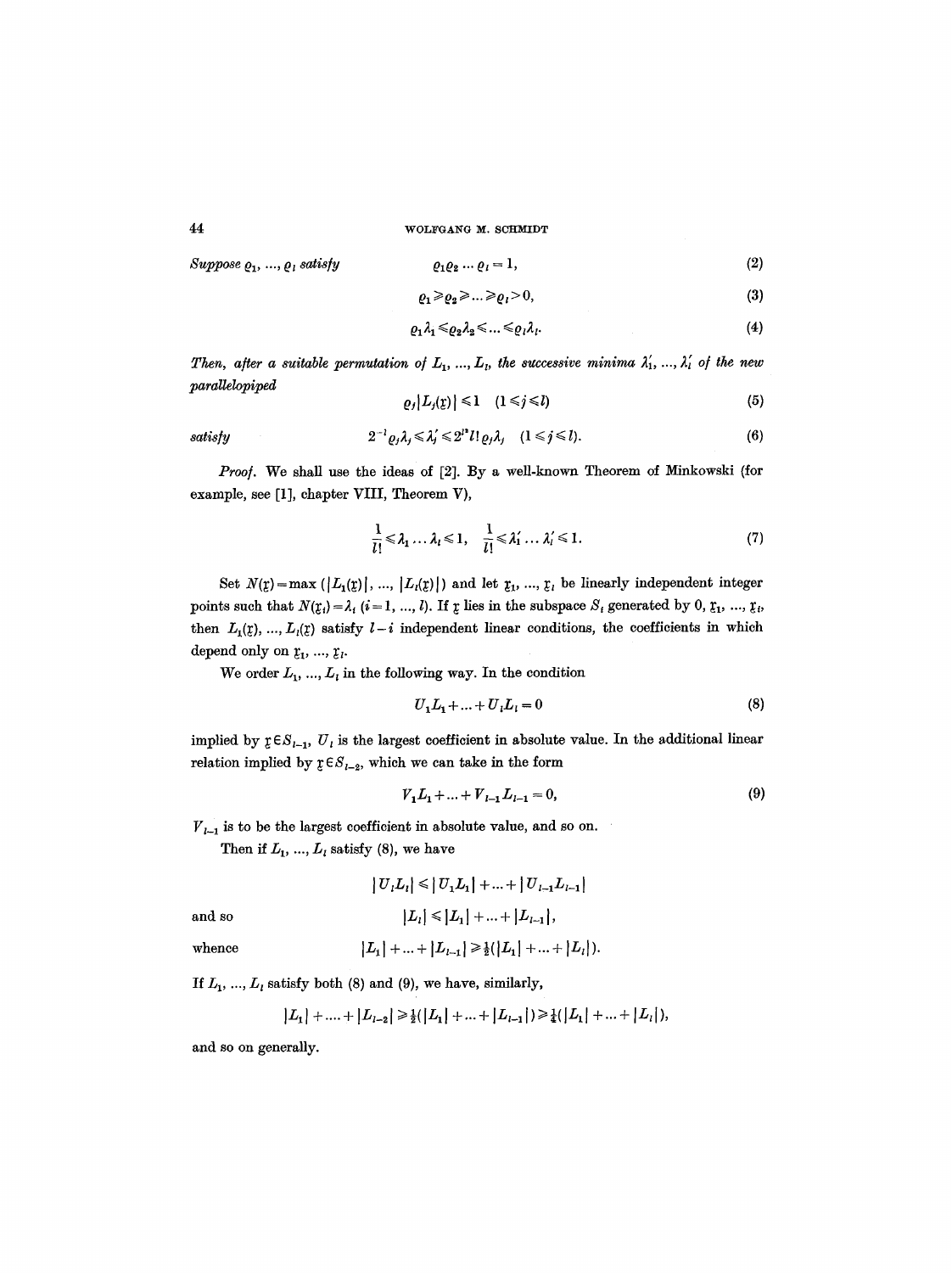*Suppose* $\varrho_1, \ldots, \varrho_l$ *satisfy*

$$\varrho_1 \varrho_2 \ldots \varrho_l = 1, \tag{2}$$

$$\varrho_1 \geqslant \varrho_2 \geqslant \ldots \geqslant \varrho_l > 0, \tag{3}$$

$$\varrho_1 \lambda_1 \leqslant \varrho_2 \lambda_2 \leqslant \ldots \leqslant \varrho_l \lambda_l. \tag{4}$$

*Then, after a suitable permutation of* $L_1, \ldots, L_l$, *the successive minima* $\lambda_1', \ldots, \lambda_l'$ *of the new parallelopiped*

$$\varrho_j |L_j(\mathfrak{x})| \leqslant 1 \quad (1 \leqslant j \leqslant l) \tag{5}$$

*satisfy*

$$2^{-l} \varrho_j \lambda_j \leqslant \lambda_j' \leqslant 2^{l^2} l! \, \varrho_j \lambda_j \quad (1 \leqslant j \leqslant l). \tag{6}$$

*Proof.* We shall use the ideas of [2]. By a well-known Theorem of Minkowski (for example, see [1], chapter VIII, Theorem V),

$$\frac{1}{l!} \leqslant \lambda_1 \ldots \lambda_l \leqslant 1, \quad \frac{1}{l!} \leqslant \lambda_1' \ldots \lambda_l' \leqslant 1. \tag{7}$$

Set $N(\mathfrak{x}) = \max(|L_1(\mathfrak{x})|, \ldots, |L_l(\mathfrak{x})|)$ and let $\mathfrak{x}_1, \ldots, \mathfrak{x}_l$ be linearly independent integer points such that $N(\mathfrak{x}_i) = \lambda_i$ $(i = 1, \ldots, l)$. If $\mathfrak{x}$ lies in the subspace $S_i$ generated by $0, \mathfrak{x}_1, \ldots, \mathfrak{x}_i$, then $L_1(\mathfrak{x}), \ldots, L_l(\mathfrak{x})$ satisfy $l - i$ independent linear conditions, the coefficients in which depend only on $\mathfrak{x}_1, \ldots, \mathfrak{x}_i$.

We order $L_1, \ldots, L_l$ in the following way. In the condition

$$U_1 L_1 + \ldots + U_l L_l = 0 \tag{8}$$

implied by $\mathfrak{x} \in S_{l-1}$, $U_l$ is the largest coefficient in absolute value. In the additional linear relation implied by $\mathfrak{x} \in S_{l-2}$, which we can take in the form

$$V_1 L_1 + \ldots + V_{l-1} L_{l-1} = 0, \tag{9}$$

$V_{l-1}$ is to be the largest coefficient in absolute value, and so on.

Then if $L_1, \ldots, L_l$ satisfy (8), we have

$$|U_l L_l| \leqslant |U_1 L_1| + \ldots + |U_{l-1} L_{l-1}|$$

and so

$$|L_l| \leqslant |L_1| + \ldots + |L_{l-1}|,$$

whence

$$|L_1| + \ldots + |L_{l-1}| \geqslant \tfrac{1}{2}(|L_1| + \ldots + |L_l|).$$

If $L_1, \ldots, L_l$ satisfy both (8) and (9), we have, similarly,

$$|L_1| + \ldots + |L_{l-2}| \geqslant \tfrac{1}{2}(|L_1| + \ldots + |L_{l-1}|) \geqslant \tfrac{1}{4}(|L_1| + \ldots + |L_l|),$$

and so on generally.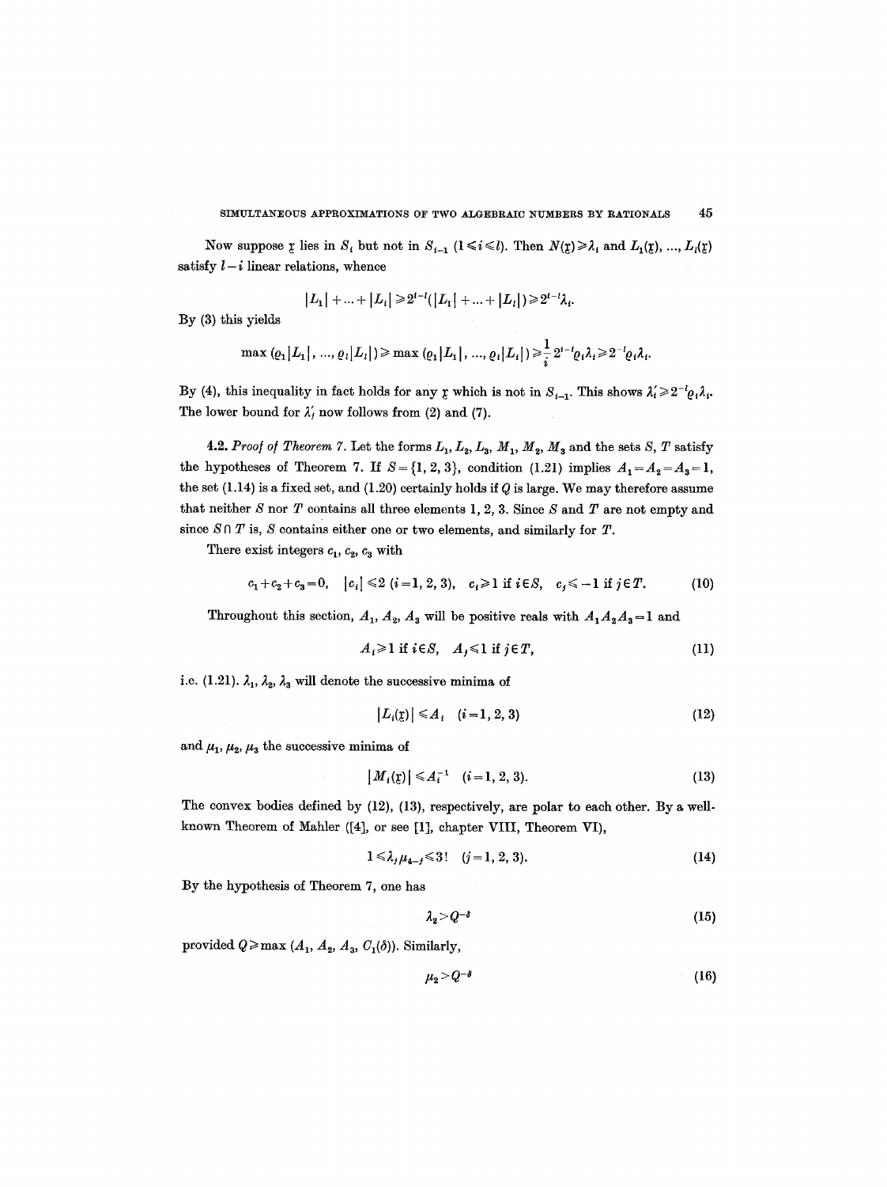Now suppose $\mathfrak{x}$ lies in $S_i$ but not in $S_{i-1}$ $(1 \leqslant i \leqslant l)$. Then $N(\mathfrak{x}) \geqslant \lambda_i$ and $L_1(\mathfrak{x}), \ldots, L_l(\mathfrak{x})$ satisfy $l-i$ linear relations, whence

$$|L_1| + \ldots + |L_i| \geqslant 2^{i-l}(|L_1| + \ldots + |L_l|) \geqslant 2^{i-l}\lambda_i.$$

By (3) this yields

$$\max(\varrho_1|L_1|, \ldots, \varrho_l|L_l|) \geqslant \max(\varrho_1|L_1|, \ldots, \varrho_i|L_i|) \geqslant \frac{1}{i}2^{i-l}\varrho_i\lambda_i \geqslant 2^{-l}\varrho_i\lambda_i.$$

By (4), this inequality in fact holds for any $\mathfrak{x}$ which is not in $S_{i-1}$. This shows $\lambda_i' \geqslant 2^{-l}\varrho_i\lambda_i$. The lower bound for $\lambda_j'$ now follows from (2) and (7).

**4.2.** *Proof of Theorem 7.* Let the forms $L_1, L_2, L_3, M_1, M_2, M_3$ and the sets $S$, $T$ satisfy the hypotheses of Theorem 7. If $S = \{1, 2, 3\}$, condition (1.21) implies $A_1 = A_2 = A_3 = 1$, the set (1.14) is a fixed set, and (1.20) certainly holds if $Q$ is large. We may therefore assume that neither $S$ nor $T$ contains all three elements 1, 2, 3. Since $S$ and $T$ are not empty and since $S \cap T$ is, $S$ contains either one or two elements, and similarly for $T$.

There exist integers $c_1, c_2, c_3$ with

$$c_1 + c_2 + c_3 = 0, \quad |c_i| \leqslant 2 \ (i = 1, 2, 3), \quad c_i \geqslant 1 \text{ if } i \in S, \quad c_j \leqslant -1 \text{ if } j \in T. \tag{10}$$

Throughout this section, $A_1, A_2, A_3$ will be positive reals with $A_1A_2A_3 = 1$ and

$$A_i \geqslant 1 \text{ if } i \in S, \quad A_j \leqslant 1 \text{ if } j \in T, \tag{11}$$

i.e. (1.21). $\lambda_1, \lambda_2, \lambda_3$ will denote the successive minima of

$$|L_i(\mathfrak{x})| \leqslant A_i \quad (i = 1, 2, 3) \tag{12}$$

and $\mu_1, \mu_2, \mu_3$ the successive minima of

$$|M_i(\mathfrak{x})| \leqslant A_i^{-1} \quad (i = 1, 2, 3). \tag{13}$$

The convex bodies defined by (12), (13), respectively, are polar to each other. By a well-known Theorem of Mahler ([4], or see [1], chapter VIII, Theorem VI),

$$1 \leqslant \lambda_j\mu_{4-j} \leqslant 3! \quad (j = 1, 2, 3). \tag{14}$$

By the hypothesis of Theorem 7, one has

$$\lambda_2 > Q^{-\delta} \tag{15}$$

provided $Q \geqslant \max(A_1, A_2, A_3, C_1(\delta))$. Similarly,

$$\mu_2 > Q^{-\delta} \tag{16}$$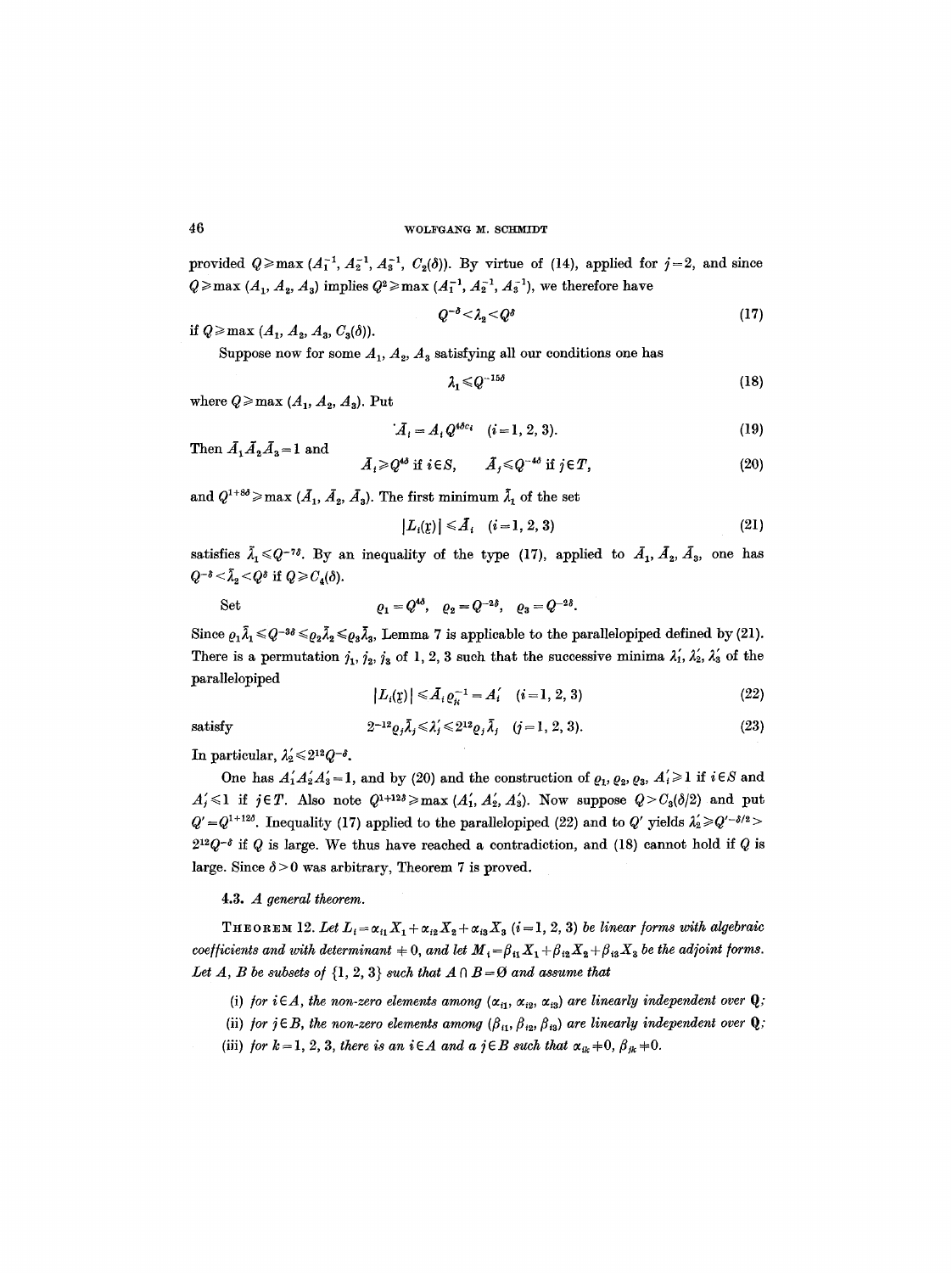provided $Q \geqslant \max(A_1^{-1}, A_2^{-1}, A_3^{-1}, C_2(\delta))$. By virtue of (14), applied for $j=2$, and since $Q \geqslant \max(A_1, A_2, A_3)$ implies $Q^2 \geqslant \max(A_1^{-1}, A_2^{-1}, A_3^{-1})$, we therefore have

$$Q^{-\delta} < \lambda_2 < Q^{\delta} \tag{17}$$

if $Q \geqslant \max(A_1, A_2, A_3, C_3(\delta))$.

Suppose now for some $A_1, A_2, A_3$ satisfying all our conditions one has

$$\lambda_1 \leqslant Q^{-15\delta} \tag{18}$$

where $Q \geqslant \max(A_1, A_2, A_3)$. Put

$$\bar{A}_i = A_i Q^{4\delta c_i} \quad (i=1, 2, 3). \tag{19}$$

Then $\bar{A}_1 \bar{A}_2 \bar{A}_3 = 1$ and

$$\bar{A}_i \geqslant Q^{4\delta} \text{ if } i \in S, \qquad \bar{A}_j \leqslant Q^{-4\delta} \text{ if } j \in T, \tag{20}$$

and $Q^{1+8\delta} \geqslant \max(\bar{A}_1, \bar{A}_2, \bar{A}_3)$. The first minimum $\bar{\lambda}_1$ of the set

$$|L_i(\mathfrak{x})| \leqslant \bar{A}_i \quad (i=1, 2, 3) \tag{21}$$

satisfies $\bar{\lambda}_1 \leqslant Q^{-7\delta}$. By an inequality of the type (17), applied to $\bar{A}_1, \bar{A}_2, \bar{A}_3$, one has $Q^{-\delta} < \bar{\lambda}_2 < Q^{\delta}$ if $Q \geqslant C_4(\delta)$.

Set

$$\varrho_1 = Q^{4\delta}, \quad \varrho_2 = Q^{-2\delta}, \quad \varrho_3 = Q^{-2\delta}.$$

Since $\varrho_1 \bar{\lambda}_1 \leqslant Q^{-3\delta} \leqslant \varrho_2 \bar{\lambda}_2 \leqslant \varrho_3 \bar{\lambda}_3$, Lemma 7 is applicable to the parallelopiped defined by (21). There is a permutation $j_1, j_2, j_3$ of 1, 2, 3 such that the successive minima $\lambda_1', \lambda_2', \lambda_3'$ of the parallelopiped

$$|L_i(\mathfrak{x})| \leqslant \bar{A}_i \varrho_{j_i}^{-1} = A_i' \quad (i=1, 2, 3) \tag{22}$$

satisfy

$$2^{-12} \varrho_j \bar{\lambda}_j \leqslant \lambda_j' \leqslant 2^{12} \varrho_j \bar{\lambda}_j \quad (j=1, 2, 3). \tag{23}$$

In particular, $\lambda_2' \leqslant 2^{12} Q^{-\delta}$.

One has $A_1' A_2' A_3' = 1$, and by (20) and the construction of $\varrho_1, \varrho_2, \varrho_3$, $A_i' \geqslant 1$ if $i \in S$ and $A_j' \leqslant 1$ if $j \in T$. Also note $Q^{1+12\delta} \geqslant \max(A_1', A_2', A_3')$. Now suppose $Q > C_3(\delta/2)$ and put $Q' = Q^{1+12\delta}$. Inequality (17) applied to the parallelopiped (22) and to $Q'$ yields $\lambda_2' \geqslant Q'^{-\delta/2} > 2^{12} Q^{-\delta}$ if $Q$ is large. We thus have reached a contradiction, and (18) cannot hold if $Q$ is large. Since $\delta > 0$ was arbitrary, Theorem 7 is proved.

### 4.3. *A general theorem.*

THEOREM 12. *Let $L_i = \alpha_{i1} X_1 + \alpha_{i2} X_2 + \alpha_{i3} X_3$ $(i=1, 2, 3)$ be linear forms with algebraic coefficients and with determinant $\neq 0$, and let $M_i = \beta_{i1} X_1 + \beta_{i2} X_2 + \beta_{i3} X_3$ be the adjoint forms. Let $A$, $B$ be subsets of $\{1, 2, 3\}$ such that $A \cap B = \emptyset$ and assume that*

(i) *for $i \in A$, the non-zero elements among $(\alpha_{i1}, \alpha_{i2}, \alpha_{i3})$ are linearly independent over $\mathbf{Q}$;*

(ii) *for $j \in B$, the non-zero elements among $(\beta_{j1}, \beta_{j2}, \beta_{j3})$ are linearly independent over $\mathbf{Q}$;*

(iii) *for $k = 1, 2, 3$, there is an $i \in A$ and a $j \in B$ such that $\alpha_{ik} \neq 0$, $\beta_{jk} \neq 0$.*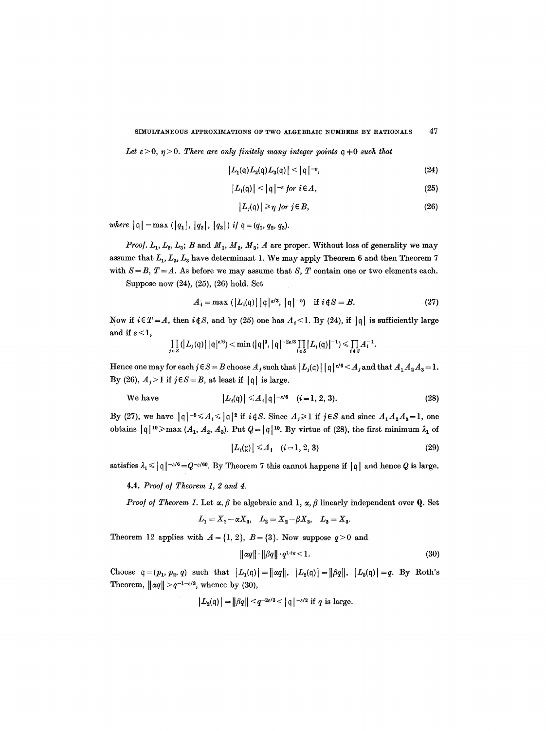*Let $\varepsilon > 0$, $\eta > 0$. There are only finitely many integer points $\mathfrak{q} \neq 0$ such that*

$$|L_1(\mathfrak{q})L_2(\mathfrak{q})L_3(\mathfrak{q})| < |\mathfrak{q}|^{-\varepsilon}, \tag{24}$$

$$|L_i(\mathfrak{q})| < |\mathfrak{q}|^{-\varepsilon} \text{ for } i \in A, \tag{25}$$

$$|L_j(\mathfrak{q})| \geqslant \eta \text{ for } j \in B, \tag{26}$$

*where* $|\mathfrak{q}| = \max(|q_1|, |q_2|, |q_3|)$ *if* $\mathfrak{q} = (q_1, q_2, q_3)$.

*Proof.* $L_1, L_2, L_3; B$ and $M_1, M_2, M_3; A$ are proper. Without loss of generality we may assume that $L_1, L_2, L_3$ have determinant 1. We may apply Theorem 6 and then Theorem 7 with $S = B$, $T = A$. As before we may assume that $S$, $T$ contain one or two elements each.

Suppose now (24), (25), (26) hold. Set

$$A_i = \max(|L_i(\mathfrak{q})|\,|\mathfrak{q}|^{\varepsilon/3}, |\mathfrak{q}|^{-5}) \quad \text{if } i \notin S = B. \tag{27}$$

Now if $i \in T = A$, then $i \notin S$, and by (25) one has $A_i < 1$. By (24), if $|\mathfrak{q}|$ is sufficiently large and if $\varepsilon < 1$,

$$\prod_{j \in S}(|L_j(\mathfrak{q})|\,|\mathfrak{q}|^{\varepsilon/6}) < \min(|\mathfrak{q}|^3, |\mathfrak{q}|^{-2\varepsilon/3}\prod_{i \notin S}|L_i(\mathfrak{q})|^{-1}) \leqslant \prod_{i \notin S} A_i^{-1}.$$

Hence one may for each $j \in S = B$ choose $A_j$ such that $|L_j(\mathfrak{q})|\,|\mathfrak{q}|^{\varepsilon/6} < A_j$ and that $A_1A_2A_3 = 1$. By (26), $A_j > 1$ if $j \in S = B$, at least if $|\mathfrak{q}|$ is large.

We have
$$|L_i(\mathfrak{q})| \leqslant A_i|\mathfrak{q}|^{-\varepsilon/6} \quad (i = 1, 2, 3). \tag{28}$$

By (27), we have $|\mathfrak{q}|^{-5} \leqslant A_i \leqslant |\mathfrak{q}|^2$ if $i \notin S$. Since $A_j \geqslant 1$ if $j \in S$ and since $A_1A_2A_3 = 1$, one obtains $|\mathfrak{q}|^{10} \geqslant \max(A_1, A_2, A_3)$. Put $Q = |\mathfrak{q}|^{10}$. By virtue of (28), the first minimum $\lambda_1$ of

$$|L_i(\mathfrak{x})| \leqslant A_i \quad (i = 1, 2, 3) \tag{29}$$

satisfies $\lambda_1 \leqslant |\mathfrak{q}|^{-\varepsilon/6} = Q^{-\varepsilon/60}$. By Theorem 7 this cannot happens if $|\mathfrak{q}|$ and hence $Q$ is large.

### 4.4. *Proof of Theorem 1, 2 and 4.*

*Proof of Theorem 1.* Let $\alpha, \beta$ be algebraic and $1, \alpha, \beta$ linearly independent over $\mathbf{Q}$. Set

$$L_1 = X_1 - \alpha X_3, \quad L_2 = X_2 - \beta X_3, \quad L_3 = X_3.$$

Theorem 12 applies with $A = \{1, 2\}$, $B = \{3\}$. Now suppose $q > 0$ and

$$\|\alpha q\| \cdot \|\beta q\| \cdot q^{1+\varepsilon} < 1. \tag{30}$$

Choose $\mathfrak{q} = (p_1, p_2, q)$ such that $|L_1(\mathfrak{q})| = \|\alpha q\|$, $|L_2(\mathfrak{q})| = \|\beta q\|$, $|L_3(\mathfrak{q})| = q$. By Roth's Theorem, $\|\alpha q\| > q^{-1-\varepsilon/3}$, whence by (30),

$$|L_2(\mathfrak{q})| = \|\beta q\| < q^{-2\varepsilon/3} < |\mathfrak{q}|^{-\varepsilon/2} \text{ if } q \text{ is large.}$$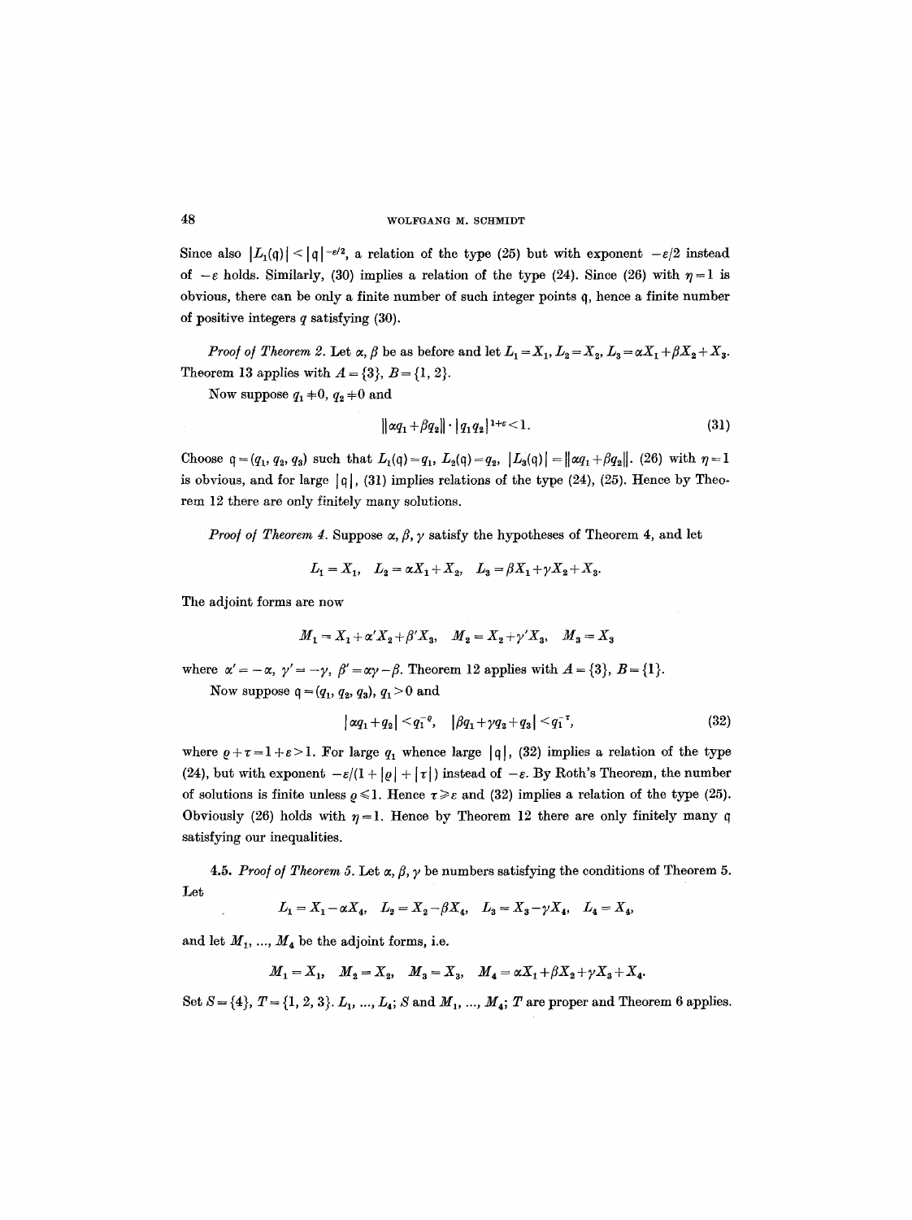Since also $|L_1(\mathfrak{q})| < |\mathfrak{q}|^{-\varepsilon/2}$, a relation of the type (25) but with exponent $-\varepsilon/2$ instead of $-\varepsilon$ holds. Similarly, (30) implies a relation of the type (24). Since (26) with $\eta = 1$ is obvious, there can be only a finite number of such integer points $\mathfrak{q}$, hence a finite number of positive integers $q$ satisfying (30).

*Proof of Theorem 2.* Let $\alpha, \beta$ be as before and let $L_1 = X_1$, $L_2 = X_2$, $L_3 = \alpha X_1 + \beta X_2 + X_3$. Theorem 13 applies with $A = \{3\}$, $B = \{1, 2\}$.

Now suppose $q_1 \neq 0$, $q_2 \neq 0$ and

$$\|\alpha q_1 + \beta q_2\| \cdot |q_1 q_2|^{1+\varepsilon} < 1. \tag{31}$$

Choose $\mathfrak{q} = (q_1, q_2, q_3)$ such that $L_1(\mathfrak{q}) = q_1$, $L_2(\mathfrak{q}) = q_2$, $|L_3(\mathfrak{q})| = \|\alpha q_1 + \beta q_2\|$. (26) with $\eta = 1$ is obvious, and for large $|\mathfrak{q}|$, (31) implies relations of the type (24), (25). Hence by Theorem 12 there are only finitely many solutions.

*Proof of Theorem 4.* Suppose $\alpha, \beta, \gamma$ satisfy the hypotheses of Theorem 4, and let

$$L_1 = X_1, \quad L_2 = \alpha X_1 + X_2, \quad L_3 = \beta X_1 + \gamma X_2 + X_3.$$

The adjoint forms are now

$$M_1 = X_1 + \alpha' X_2 + \beta' X_3, \quad M_2 = X_2 + \gamma' X_3, \quad M_3 = X_3$$

where $\alpha' = -\alpha$, $\gamma' = -\gamma$, $\beta' = \alpha\gamma - \beta$. Theorem 12 applies with $A = \{3\}$, $B = \{1\}$.

Now suppose $\mathfrak{q} = (q_1, q_2, q_3)$, $q_1 > 0$ and

$$|\alpha q_1 + q_2| < q_1^{-\varrho}, \quad |\beta q_1 + \gamma q_2 + q_3| < q_1^{-\tau}, \tag{32}$$

where $\varrho + \tau = 1 + \varepsilon > 1$. For large $q_1$ whence large $|\mathfrak{q}|$, (32) implies a relation of the type (24), but with exponent $-\varepsilon/(1 + |\varrho| + |\tau|)$ instead of $-\varepsilon$. By Roth's Theorem, the number of solutions is finite unless $\varrho \leq 1$. Hence $\tau \geq \varepsilon$ and (32) implies a relation of the type (25). Obviously (26) holds with $\eta = 1$. Hence by Theorem 12 there are only finitely many $\mathfrak{q}$ satisfying our inequalities.

**4.5.** *Proof of Theorem 5.* Let $\alpha, \beta, \gamma$ be numbers satisfying the conditions of Theorem 5. Let

$$L_1 = X_1 - \alpha X_4, \quad L_2 = X_2 - \beta X_4, \quad L_3 = X_3 - \gamma X_4, \quad L_4 = X_4,$$

and let $M_1, \ldots, M_4$ be the adjoint forms, i.e.

$$M_1 = X_1, \quad M_2 = X_2, \quad M_3 = X_3, \quad M_4 = \alpha X_1 + \beta X_2 + \gamma X_3 + X_4.$$

Set $S = \{4\}$, $T = \{1, 2, 3\}$. $L_1, \ldots, L_4$; $S$ and $M_1, \ldots, M_4$; $T$ are proper and Theorem 6 applies.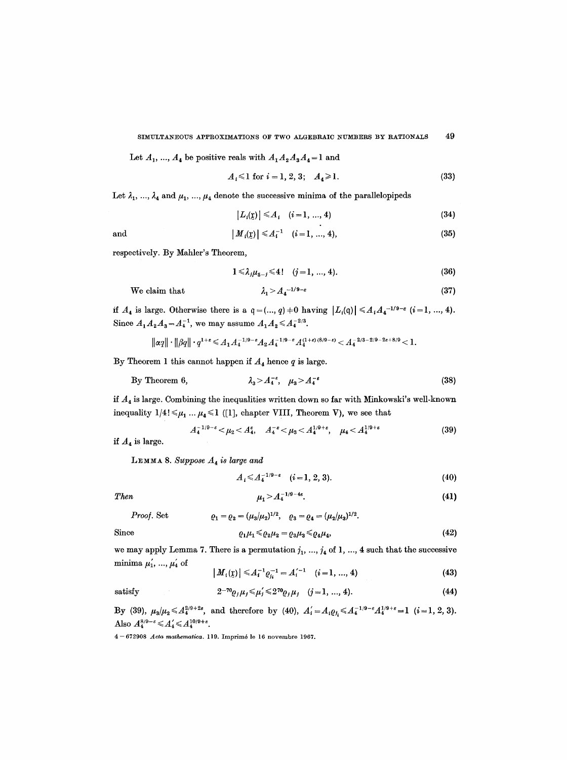Let $A_1, \ldots, A_4$ be positive reals with $A_1 A_2 A_3 A_4 = 1$ and

$$A_i \leqslant 1 \text{ for } i = 1, 2, 3; \quad A_4 \geqslant 1. \tag{33}$$

Let $\lambda_1, \ldots, \lambda_4$ and $\mu_1, \ldots, \mu_4$ denote the successive minima of the parallelopipeds

$$|L_i(\mathfrak{x})| \leqslant A_i \quad (i = 1, \ldots, 4) \tag{34}$$

and

$$|M_i(\mathfrak{x})| \leqslant A_i^{-1} \quad (i = 1, \ldots, 4), \tag{35}$$

respectively. By Mahler's Theorem,

$$1 \leqslant \lambda_j \mu_{5-j} \leqslant 4! \quad (j = 1, \ldots, 4). \tag{36}$$

We claim that

$$\lambda_1 > A_4^{-1/9-\varepsilon} \tag{37}$$

if $A_4$ is large. Otherwise there is a $\mathfrak{q} = (\ldots, q) \neq 0$ having $|L_i(\mathfrak{q})| \leqslant A_i A_4^{-1/9-\varepsilon}$ $(i = 1, \ldots, 4)$. Since $A_1 A_2 A_3 = A_4^{-1}$, we may assume $A_1 A_2 \leqslant A_4^{-2/3}$.

$$\|\alpha q\| \cdot \|\beta q\| \cdot q^{1+\varepsilon} \leqslant A_1 A_4^{-1/9-\varepsilon} A_2 A_4^{-1/9-\varepsilon} A_4^{(1+\varepsilon)(8/9-\varepsilon)} < A_4^{-2/3-2/9-2\varepsilon+8/9} < 1.$$

By Theorem 1 this cannot happen if $A_4$ hence $q$ is large.

By Theorem 6,

$$\lambda_3 > A_4^{-\varepsilon}, \quad \mu_3 > A_4^{-\varepsilon} \tag{38}$$

if $A_4$ is large. Combining the inequalities written down so far with Minkowski's well-known inequality $1/4! \leqslant \mu_1 \ldots \mu_4 \leqslant 1$ ([1], chapter VIII, Theorem V), we see that

$$A_4^{-1/9-\varepsilon} < \mu_2 < A_4^{\varepsilon}, \quad A_4^{-\varepsilon} < \mu_3 < A_4^{1/9+\varepsilon}, \quad \mu_4 < A_4^{1/9+\varepsilon} \tag{39}$$

if $A_4$ is large.

**Lemma 8.** *Suppose $A_4$ is large and*

$$A_i \leqslant A_4^{-1/9-\varepsilon} \quad (i = 1, 2, 3). \tag{40}$$

*Then*

$$\mu_1 > A_4^{-1/9-4\varepsilon}. \tag{41}$$

*Proof.* Set

$$\varrho_1 = \varrho_2 = (\mu_3/\mu_2)^{1/2}, \quad \varrho_3 = \varrho_4 = (\mu_2/\mu_3)^{1/2}.$$

Since

$$\varrho_1 \mu_1 \leqslant \varrho_2 \mu_2 = \varrho_3 \mu_3 \leqslant \varrho_4 \mu_4, \tag{42}$$

we may apply Lemma 7. There is a permutation $j_1, \ldots, j_4$ of $1, \ldots, 4$ such that the successive minima $\mu_1', \ldots, \mu_4'$ of

$$|M_i(\mathfrak{x})| \leqslant A_i^{-1} \varrho_{j_i}^{-1} = A_i'^{-1} \quad (i = 1, \ldots, 4) \tag{43}$$

satisfy

$$2^{-70} \varrho_j \mu_j \leqslant \mu_j' \leqslant 2^{70} \varrho_j \mu_j \quad (j = 1, \ldots, 4). \tag{44}$$

By (39), $\mu_3/\mu_2 \leqslant A_4^{2/9+2\varepsilon}$, and therefore by (40), $A_i' = A_i \varrho_{j_i} \leqslant A_4^{-1/9-\varepsilon} A_4^{1/9+\varepsilon} = 1$ $(i = 1, 2, 3)$. Also $A_4^{8/9-\varepsilon} \leqslant A_4' \leqslant A_4^{10/9+\varepsilon}$.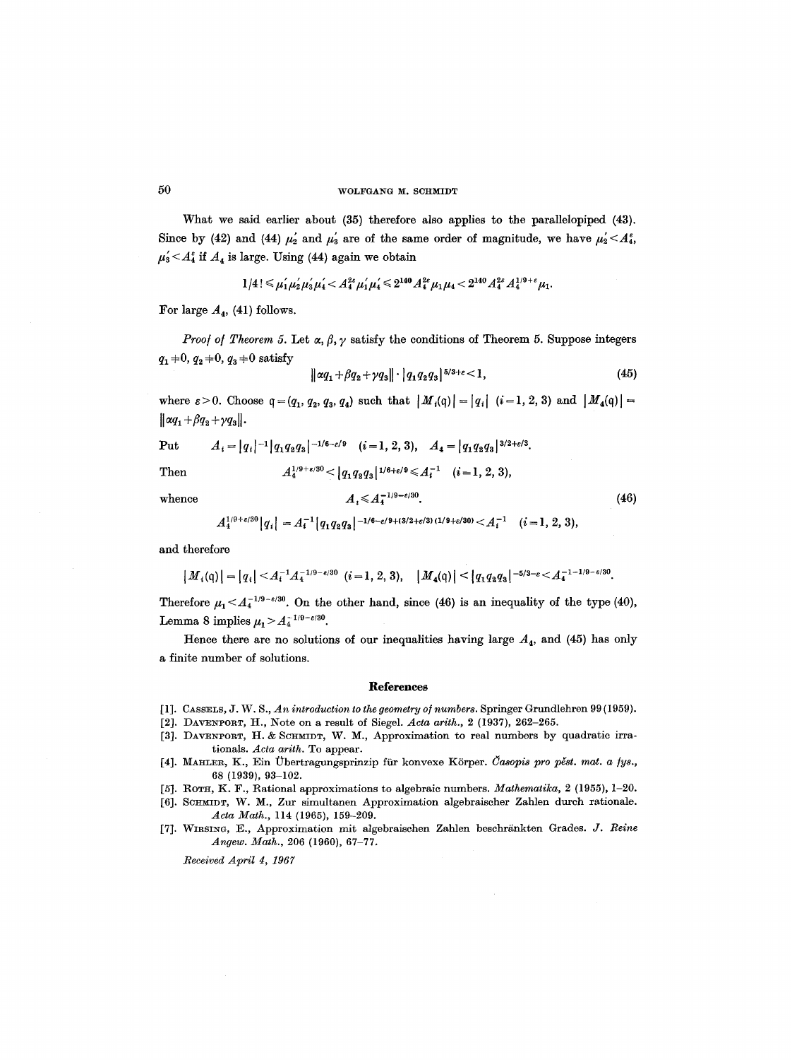What we said earlier about (35) therefore also applies to the parallelopiped (43). Since by (42) and (44) $\mu_2'$ and $\mu_3'$ are of the same order of magnitude, we have $\mu_2' < A_4^{\varepsilon}$, $\mu_3' < A_4^{\varepsilon}$ if $A_4$ is large. Using (44) again we obtain

$$1/4! \leq \mu_1' \mu_2' \mu_3' \mu_4' < A_4^{2\varepsilon} \mu_1' \mu_4' \leq 2^{140} A_4^{2\varepsilon} \mu_1 \mu_4 < 2^{140} A_4^{2\varepsilon} A_4^{1/9+\varepsilon} \mu_1.$$

For large $A_4$, (41) follows.

*Proof of Theorem 5.* Let $\alpha, \beta, \gamma$ satisfy the conditions of Theorem 5. Suppose integers $q_1 \neq 0$, $q_2 \neq 0$, $q_3 \neq 0$ satisfy

$$\|\alpha q_1 + \beta q_2 + \gamma q_3\| \cdot |q_1 q_2 q_3|^{5/3+\varepsilon} < 1, \tag{45}$$

where $\varepsilon > 0$. Choose $\mathfrak{q} = (q_1, q_2, q_3, q_4)$ such that $|M_i(\mathfrak{q})| = |q_i|$ $(i=1,2,3)$ and $|M_4(\mathfrak{q})| = \|\alpha q_1 + \beta q_2 + \gamma q_3\|$.

Put $\quad A_i = |q_i|^{-1} |q_1 q_2 q_3|^{-1/6-\varepsilon/9} \quad (i=1,2,3), \quad A_4 = |q_1 q_2 q_3|^{3/2+\varepsilon/3}.$

Then $\quad A_4^{1/9+\varepsilon/30} < |q_1 q_2 q_3|^{1/6+\varepsilon/9} \leq A_i^{-1} \quad (i=1,2,3),$

whence

$$A_i \leq A_4^{-1/9-\varepsilon/30}. \tag{46}$$

$$A_4^{1/9+\varepsilon/30} |q_i| = A_i^{-1} |q_1 q_2 q_3|^{-1/6-\varepsilon/9+(3/2+\varepsilon/3)(1/9+\varepsilon/30)} < A_i^{-1} \quad (i=1,2,3),$$

and therefore

$$|M_i(\mathfrak{q})| = |q_i| < A_i^{-1} A_4^{-1/9-\varepsilon/30} \; (i=1,2,3), \quad |M_4(\mathfrak{q})| < |q_1 q_2 q_3|^{-5/3-\varepsilon} < A_4^{-1-1/9-\varepsilon/30}.$$

Therefore $\mu_1 < A_4^{-1/9-\varepsilon/30}$. On the other hand, since (46) is an inequality of the type (40), Lemma 8 implies $\mu_1 > A_4^{-1/9-\varepsilon/30}$.

Hence there are no solutions of our inequalities having large $A_4$, and (45) has only a finite number of solutions.

## References

[1]. Cassels, J. W. S., *An introduction to the geometry of numbers.* Springer Grundlehren 99 (1959).

[2]. Davenport, H., Note on a result of Siegel. *Acta arith.*, 2 (1937), 262–265.

[3]. Davenport, H. & Schmidt, W. M., Approximation to real numbers by quadratic irrationals. *Acta arith.* To appear.

[4]. Mahler, K., Ein Übertragungsprinzip für konvexe Körper. *Časopis pro pěst. mat. a fys.*, 68 (1939), 93–102.

[5]. Roth, K. F., Rational approximations to algebraic numbers. *Mathematika*, 2 (1955), 1–20.

[6]. Schmidt, W. M., Zur simultanen Approximation algebraischer Zahlen durch rationale. *Acta Math.*, 114 (1965), 159–209.

[7]. Wirsing, E., Approximation mit algebraischen Zahlen beschränkten Grades. *J. Reine Angew. Math.*, 206 (1960), 67–77.

*Received April 4, 1967*